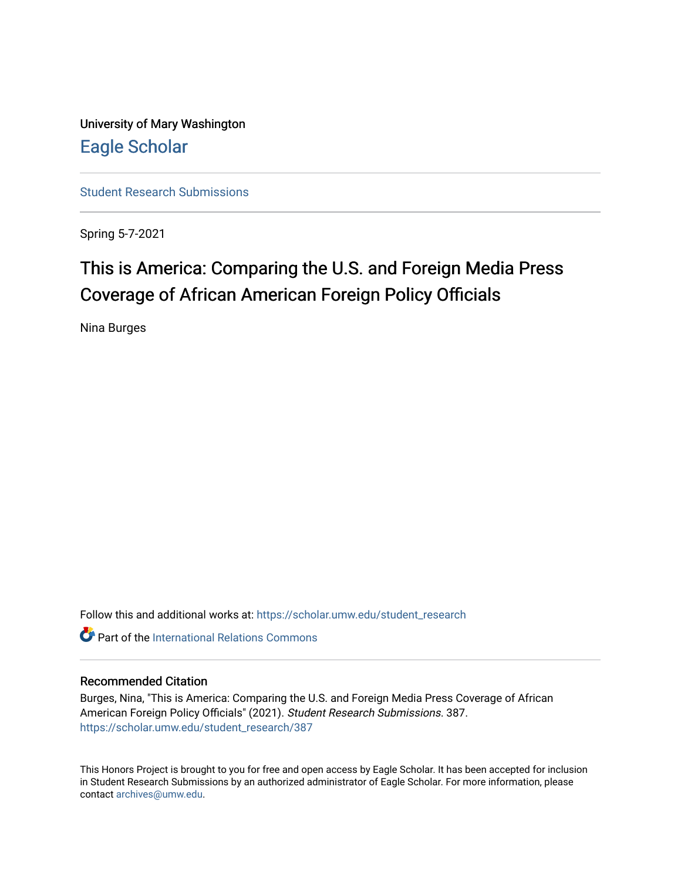University of Mary Washington

Eagle Scholar

Student Research Submissions

Spring 5-7-2021

# This is America: Comparing the U.S. and Foreign Media Press Coverage of African American Foreign Policy Officials

Nina Burges

Follow this and additional works at: https://scholar.umw.edu/student_research

Part of the International Relations Commons

## Recommended Citation

Burges, Nina, "This is America: Comparing the U.S. and Foreign Media Press Coverage of African American Foreign Policy Officials" (2021). *Student Research Submissions*. 387.
https://scholar.umw.edu/student_research/387

This Honors Project is brought to you for free and open access by Eagle Scholar. It has been accepted for inclusion in Student Research Submissions by an authorized administrator of Eagle Scholar. For more information, please contact archives@umw.edu.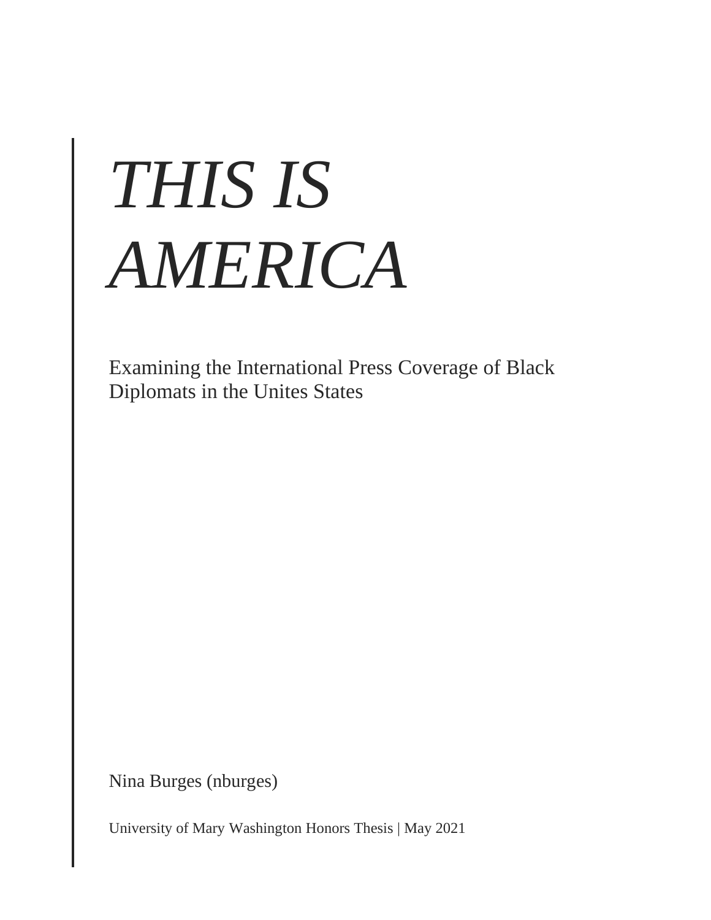# *THIS IS AMERICA*

Examining the International Press Coverage of Black Diplomats in the Unites States

Nina Burges (nburges)

University of Mary Washington Honors Thesis | May 2021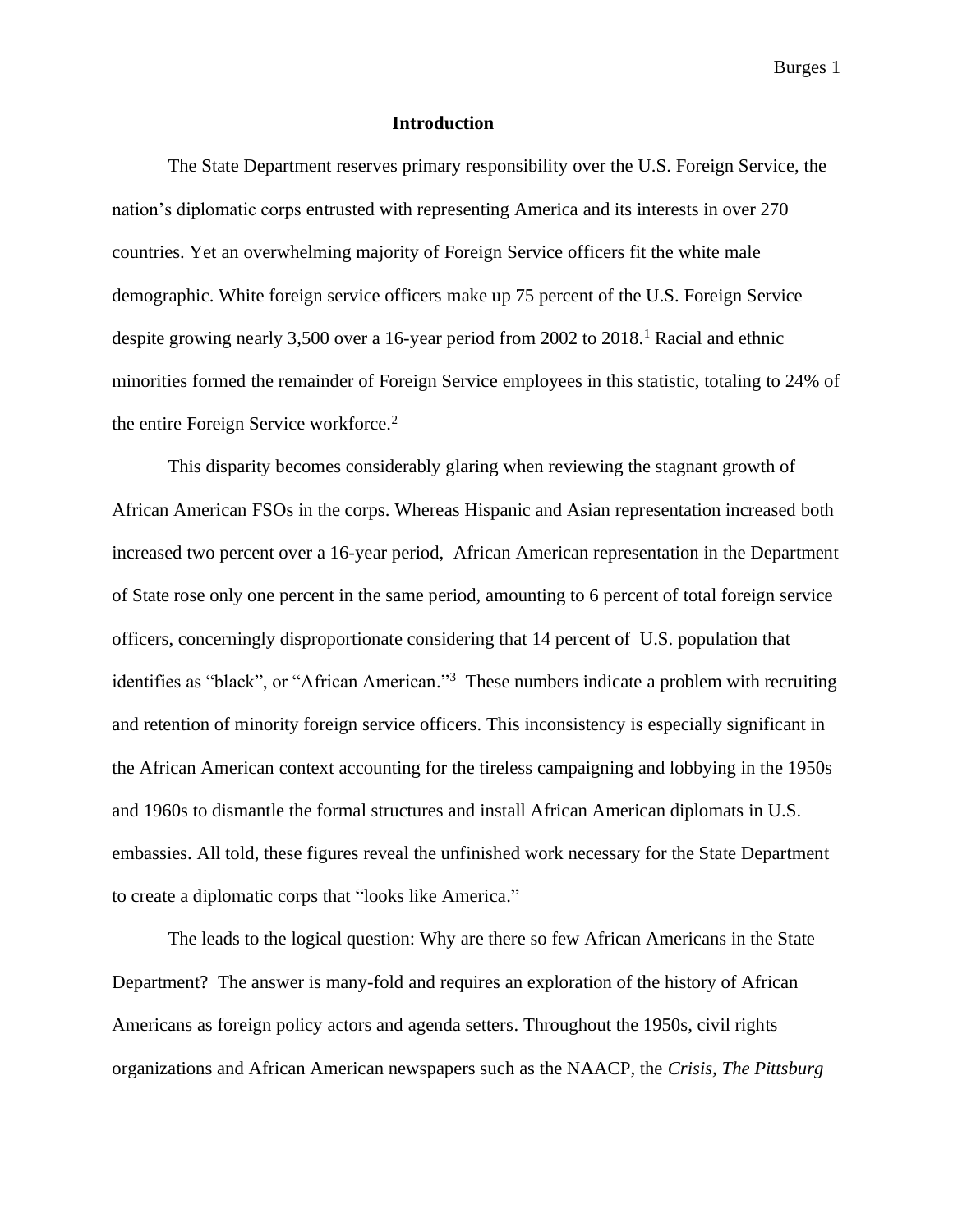## Introduction

The State Department reserves primary responsibility over the U.S. Foreign Service, the nation's diplomatic corps entrusted with representing America and its interests in over 270 countries. Yet an overwhelming majority of Foreign Service officers fit the white male demographic. White foreign service officers make up 75 percent of the U.S. Foreign Service despite growing nearly 3,500 over a 16-year period from 2002 to 2018.[1] Racial and ethnic minorities formed the remainder of Foreign Service employees in this statistic, totaling to 24% of the entire Foreign Service workforce.[2]

This disparity becomes considerably glaring when reviewing the stagnant growth of African American FSOs in the corps. Whereas Hispanic and Asian representation increased both increased two percent over a 16-year period, African American representation in the Department of State rose only one percent in the same period, amounting to 6 percent of total foreign service officers, concerningly disproportionate considering that 14 percent of U.S. population that identifies as "black", or "African American."[3] These numbers indicate a problem with recruiting and retention of minority foreign service officers. This inconsistency is especially significant in the African American context accounting for the tireless campaigning and lobbying in the 1950s and 1960s to dismantle the formal structures and install African American diplomats in U.S. embassies. All told, these figures reveal the unfinished work necessary for the State Department to create a diplomatic corps that "looks like America."

The leads to the logical question: Why are there so few African Americans in the State Department? The answer is many-fold and requires an exploration of the history of African Americans as foreign policy actors and agenda setters. Throughout the 1950s, civil rights organizations and African American newspapers such as the NAACP, the *Crisis, The Pittsburg*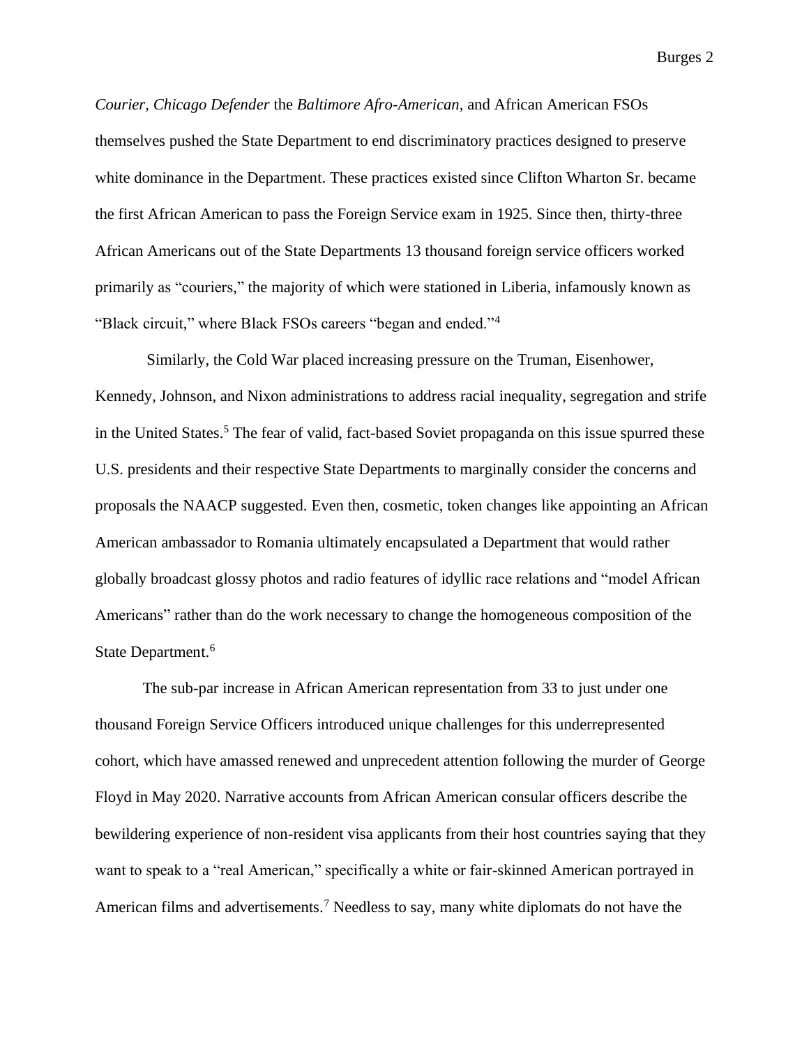*Courier, Chicago Defender* the *Baltimore Afro-American*, and African American FSOs themselves pushed the State Department to end discriminatory practices designed to preserve white dominance in the Department. These practices existed since Clifton Wharton Sr. became the first African American to pass the Foreign Service exam in 1925. Since then, thirty-three African Americans out of the State Departments 13 thousand foreign service officers worked primarily as "couriers," the majority of which were stationed in Liberia, infamously known as "Black circuit," where Black FSOs careers "began and ended."[4]

Similarly, the Cold War placed increasing pressure on the Truman, Eisenhower, Kennedy, Johnson, and Nixon administrations to address racial inequality, segregation and strife in the United States.[5] The fear of valid, fact-based Soviet propaganda on this issue spurred these U.S. presidents and their respective State Departments to marginally consider the concerns and proposals the NAACP suggested. Even then, cosmetic, token changes like appointing an African American ambassador to Romania ultimately encapsulated a Department that would rather globally broadcast glossy photos and radio features of idyllic race relations and "model African Americans" rather than do the work necessary to change the homogeneous composition of the State Department.[6]

The sub-par increase in African American representation from 33 to just under one thousand Foreign Service Officers introduced unique challenges for this underrepresented cohort, which have amassed renewed and unprecedent attention following the murder of George Floyd in May 2020. Narrative accounts from African American consular officers describe the bewildering experience of non-resident visa applicants from their host countries saying that they want to speak to a "real American," specifically a white or fair-skinned American portrayed in American films and advertisements.[7] Needless to say, many white diplomats do not have the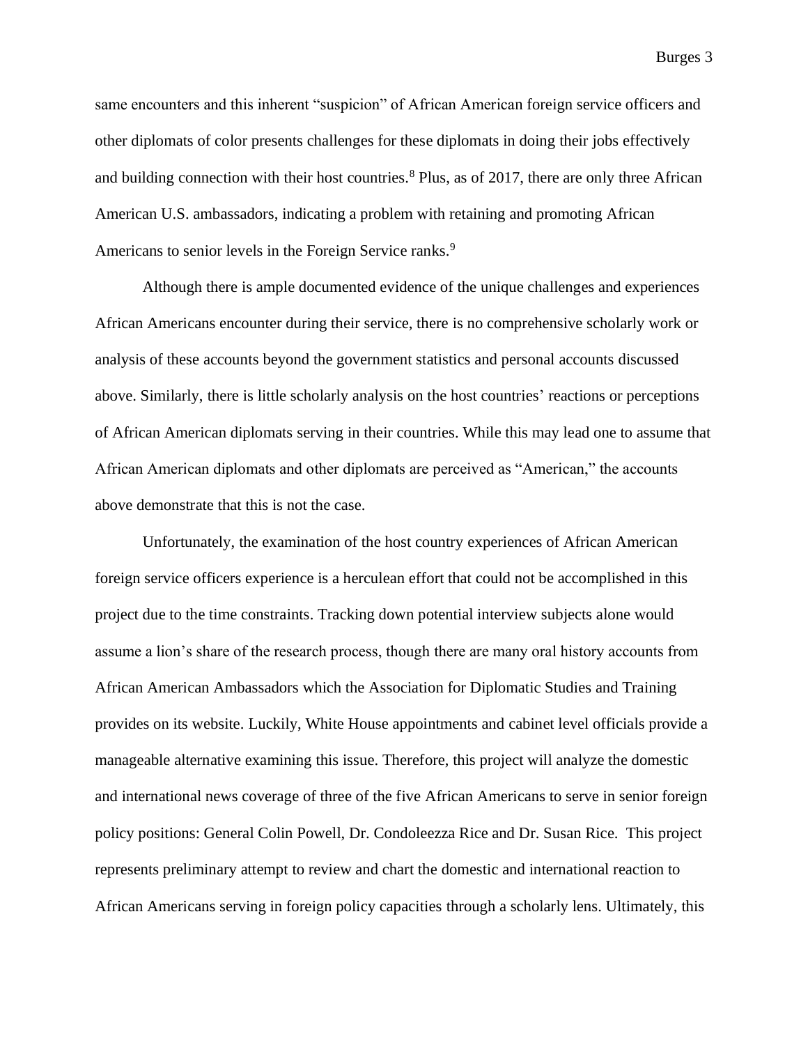same encounters and this inherent "suspicion" of African American foreign service officers and other diplomats of color presents challenges for these diplomats in doing their jobs effectively and building connection with their host countries.[8] Plus, as of 2017, there are only three African American U.S. ambassadors, indicating a problem with retaining and promoting African Americans to senior levels in the Foreign Service ranks.[9]

Although there is ample documented evidence of the unique challenges and experiences African Americans encounter during their service, there is no comprehensive scholarly work or analysis of these accounts beyond the government statistics and personal accounts discussed above. Similarly, there is little scholarly analysis on the host countries' reactions or perceptions of African American diplomats serving in their countries. While this may lead one to assume that African American diplomats and other diplomats are perceived as "American," the accounts above demonstrate that this is not the case.

Unfortunately, the examination of the host country experiences of African American foreign service officers experience is a herculean effort that could not be accomplished in this project due to the time constraints. Tracking down potential interview subjects alone would assume a lion's share of the research process, though there are many oral history accounts from African American Ambassadors which the Association for Diplomatic Studies and Training provides on its website. Luckily, White House appointments and cabinet level officials provide a manageable alternative examining this issue. Therefore, this project will analyze the domestic and international news coverage of three of the five African Americans to serve in senior foreign policy positions: General Colin Powell, Dr. Condoleezza Rice and Dr. Susan Rice. This project represents preliminary attempt to review and chart the domestic and international reaction to African Americans serving in foreign policy capacities through a scholarly lens. Ultimately, this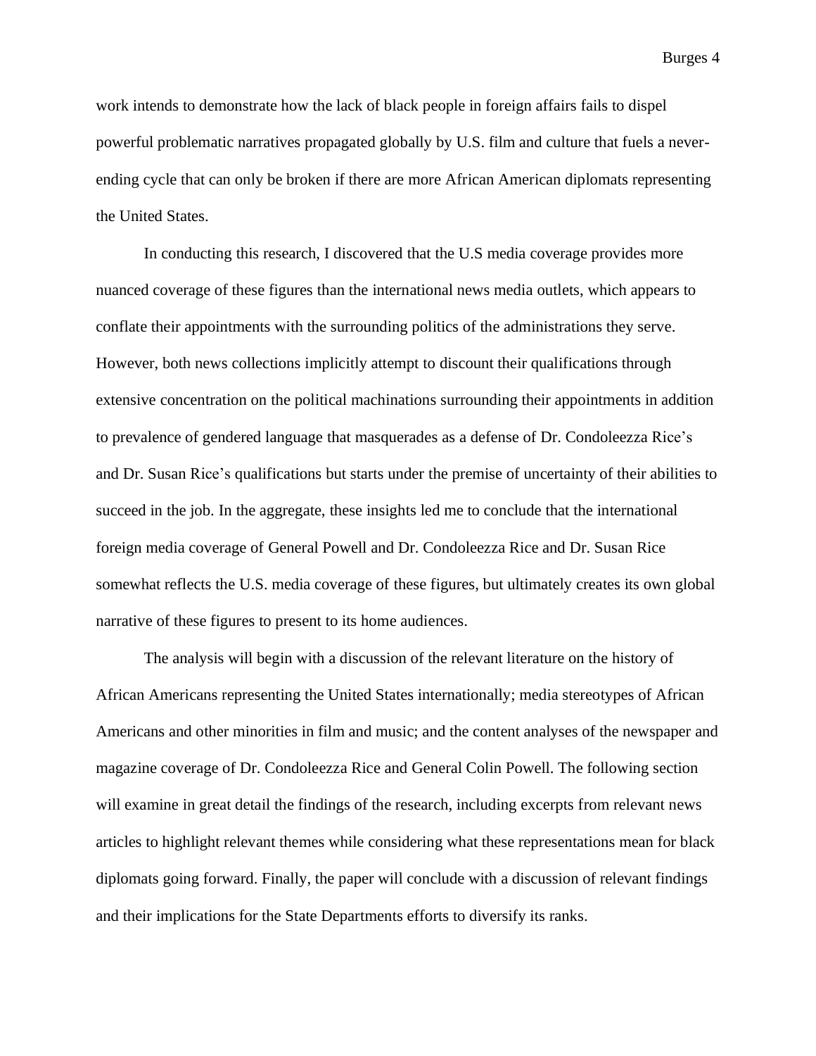work intends to demonstrate how the lack of black people in foreign affairs fails to dispel powerful problematic narratives propagated globally by U.S. film and culture that fuels a never-ending cycle that can only be broken if there are more African American diplomats representing the United States.

In conducting this research, I discovered that the U.S media coverage provides more nuanced coverage of these figures than the international news media outlets, which appears to conflate their appointments with the surrounding politics of the administrations they serve. However, both news collections implicitly attempt to discount their qualifications through extensive concentration on the political machinations surrounding their appointments in addition to prevalence of gendered language that masquerades as a defense of Dr. Condoleezza Rice's and Dr. Susan Rice's qualifications but starts under the premise of uncertainty of their abilities to succeed in the job. In the aggregate, these insights led me to conclude that the international foreign media coverage of General Powell and Dr. Condoleezza Rice and Dr. Susan Rice somewhat reflects the U.S. media coverage of these figures, but ultimately creates its own global narrative of these figures to present to its home audiences.

The analysis will begin with a discussion of the relevant literature on the history of African Americans representing the United States internationally; media stereotypes of African Americans and other minorities in film and music; and the content analyses of the newspaper and magazine coverage of Dr. Condoleezza Rice and General Colin Powell. The following section will examine in great detail the findings of the research, including excerpts from relevant news articles to highlight relevant themes while considering what these representations mean for black diplomats going forward. Finally, the paper will conclude with a discussion of relevant findings and their implications for the State Departments efforts to diversify its ranks.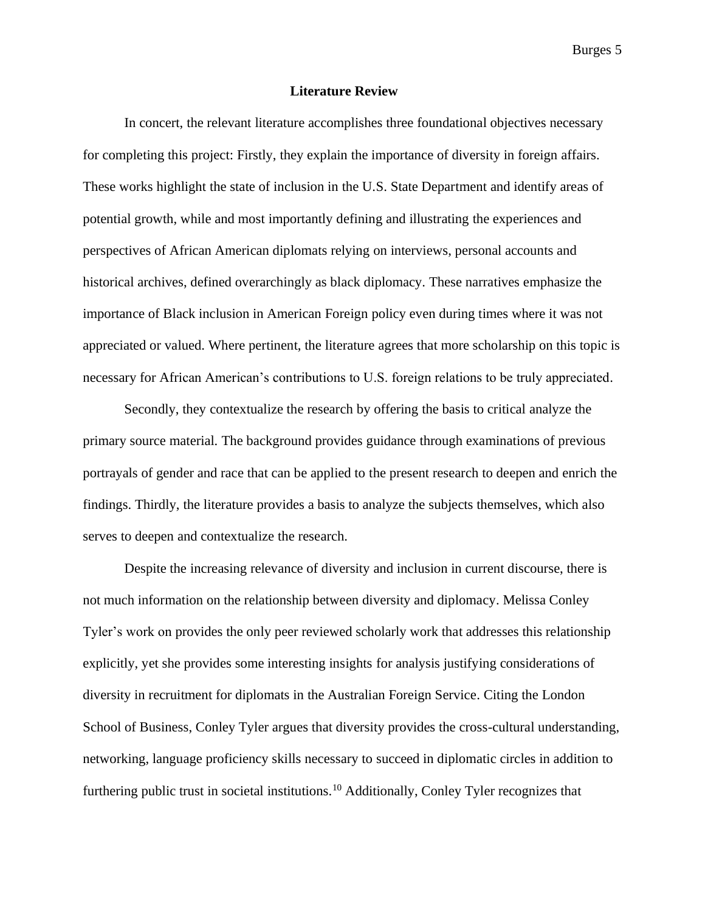## Literature Review

In concert, the relevant literature accomplishes three foundational objectives necessary for completing this project: Firstly, they explain the importance of diversity in foreign affairs. These works highlight the state of inclusion in the U.S. State Department and identify areas of potential growth, while and most importantly defining and illustrating the experiences and perspectives of African American diplomats relying on interviews, personal accounts and historical archives, defined overarchingly as black diplomacy. These narratives emphasize the importance of Black inclusion in American Foreign policy even during times where it was not appreciated or valued. Where pertinent, the literature agrees that more scholarship on this topic is necessary for African American's contributions to U.S. foreign relations to be truly appreciated.

Secondly, they contextualize the research by offering the basis to critical analyze the primary source material. The background provides guidance through examinations of previous portrayals of gender and race that can be applied to the present research to deepen and enrich the findings. Thirdly, the literature provides a basis to analyze the subjects themselves, which also serves to deepen and contextualize the research.

Despite the increasing relevance of diversity and inclusion in current discourse, there is not much information on the relationship between diversity and diplomacy. Melissa Conley Tyler's work on provides the only peer reviewed scholarly work that addresses this relationship explicitly, yet she provides some interesting insights for analysis justifying considerations of diversity in recruitment for diplomats in the Australian Foreign Service. Citing the London School of Business, Conley Tyler argues that diversity provides the cross-cultural understanding, networking, language proficiency skills necessary to succeed in diplomatic circles in addition to furthering public trust in societal institutions.[10] Additionally, Conley Tyler recognizes that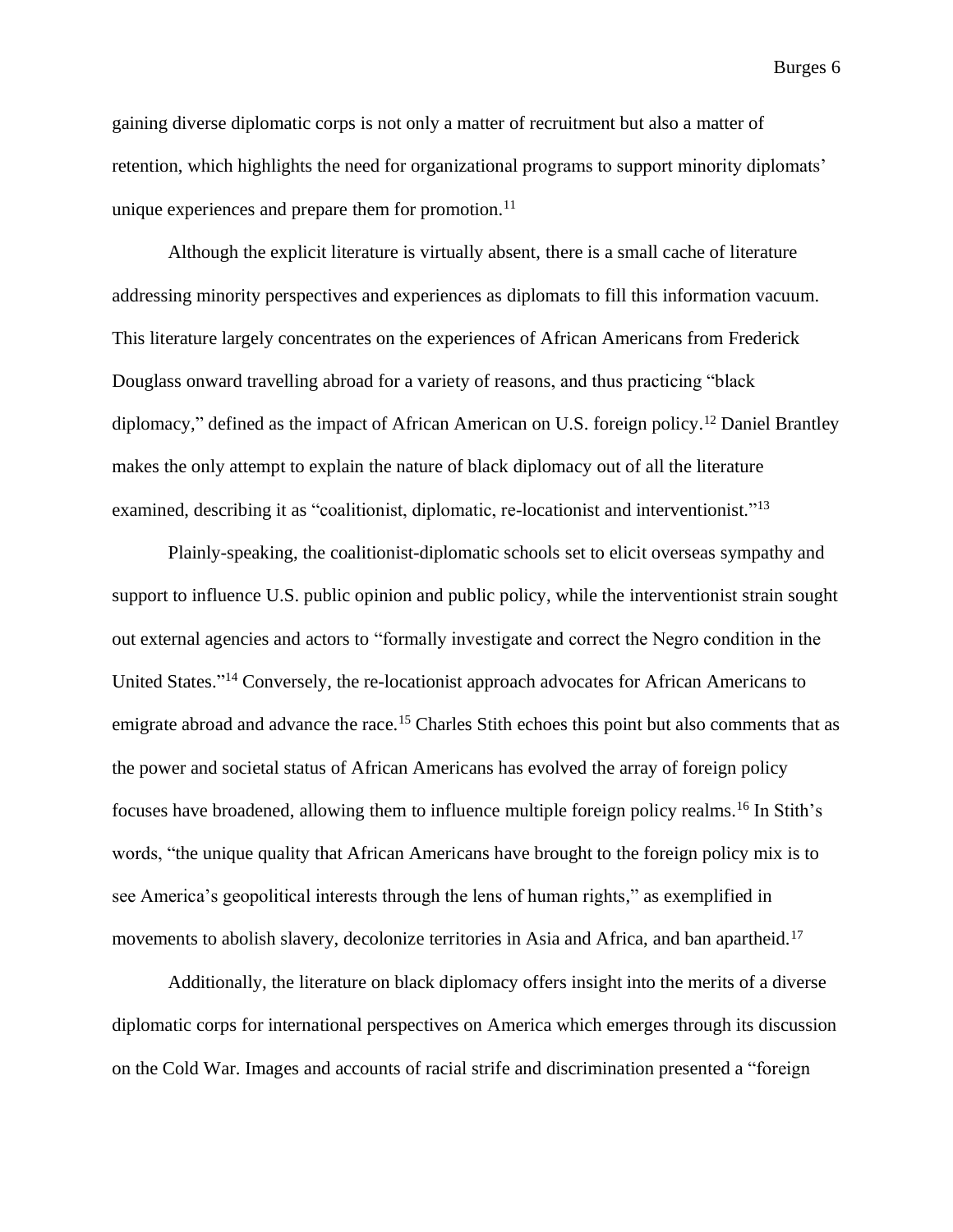gaining diverse diplomatic corps is not only a matter of recruitment but also a matter of retention, which highlights the need for organizational programs to support minority diplomats' unique experiences and prepare them for promotion.[11]

Although the explicit literature is virtually absent, there is a small cache of literature addressing minority perspectives and experiences as diplomats to fill this information vacuum. This literature largely concentrates on the experiences of African Americans from Frederick Douglass onward travelling abroad for a variety of reasons, and thus practicing "black diplomacy," defined as the impact of African American on U.S. foreign policy.[12] Daniel Brantley makes the only attempt to explain the nature of black diplomacy out of all the literature examined, describing it as "coalitionist, diplomatic, re-locationist and interventionist."[13]

Plainly-speaking, the coalitionist-diplomatic schools set to elicit overseas sympathy and support to influence U.S. public opinion and public policy, while the interventionist strain sought out external agencies and actors to "formally investigate and correct the Negro condition in the United States."[14] Conversely, the re-locationist approach advocates for African Americans to emigrate abroad and advance the race.[15] Charles Stith echoes this point but also comments that as the power and societal status of African Americans has evolved the array of foreign policy focuses have broadened, allowing them to influence multiple foreign policy realms.[16] In Stith's words, "the unique quality that African Americans have brought to the foreign policy mix is to see America's geopolitical interests through the lens of human rights," as exemplified in movements to abolish slavery, decolonize territories in Asia and Africa, and ban apartheid.[17]

Additionally, the literature on black diplomacy offers insight into the merits of a diverse diplomatic corps for international perspectives on America which emerges through its discussion on the Cold War. Images and accounts of racial strife and discrimination presented a "foreign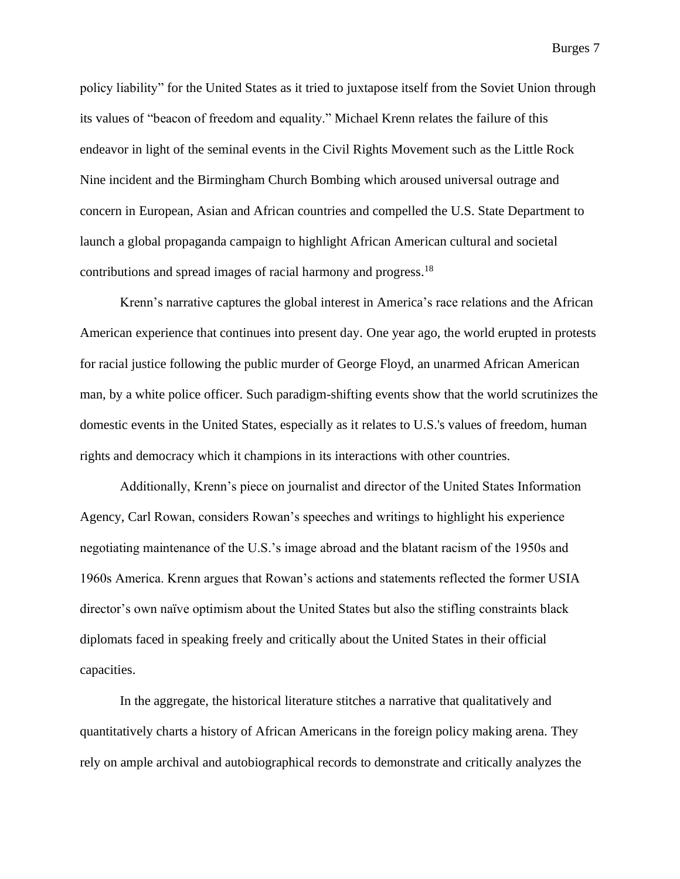policy liability" for the United States as it tried to juxtapose itself from the Soviet Union through its values of "beacon of freedom and equality." Michael Krenn relates the failure of this endeavor in light of the seminal events in the Civil Rights Movement such as the Little Rock Nine incident and the Birmingham Church Bombing which aroused universal outrage and concern in European, Asian and African countries and compelled the U.S. State Department to launch a global propaganda campaign to highlight African American cultural and societal contributions and spread images of racial harmony and progress.[18]

Krenn's narrative captures the global interest in America's race relations and the African American experience that continues into present day. One year ago, the world erupted in protests for racial justice following the public murder of George Floyd, an unarmed African American man, by a white police officer. Such paradigm-shifting events show that the world scrutinizes the domestic events in the United States, especially as it relates to U.S.'s values of freedom, human rights and democracy which it champions in its interactions with other countries.

Additionally, Krenn's piece on journalist and director of the United States Information Agency, Carl Rowan, considers Rowan's speeches and writings to highlight his experience negotiating maintenance of the U.S.'s image abroad and the blatant racism of the 1950s and 1960s America. Krenn argues that Rowan's actions and statements reflected the former USIA director's own naïve optimism about the United States but also the stifling constraints black diplomats faced in speaking freely and critically about the United States in their official capacities.

In the aggregate, the historical literature stitches a narrative that qualitatively and quantitatively charts a history of African Americans in the foreign policy making arena. They rely on ample archival and autobiographical records to demonstrate and critically analyzes the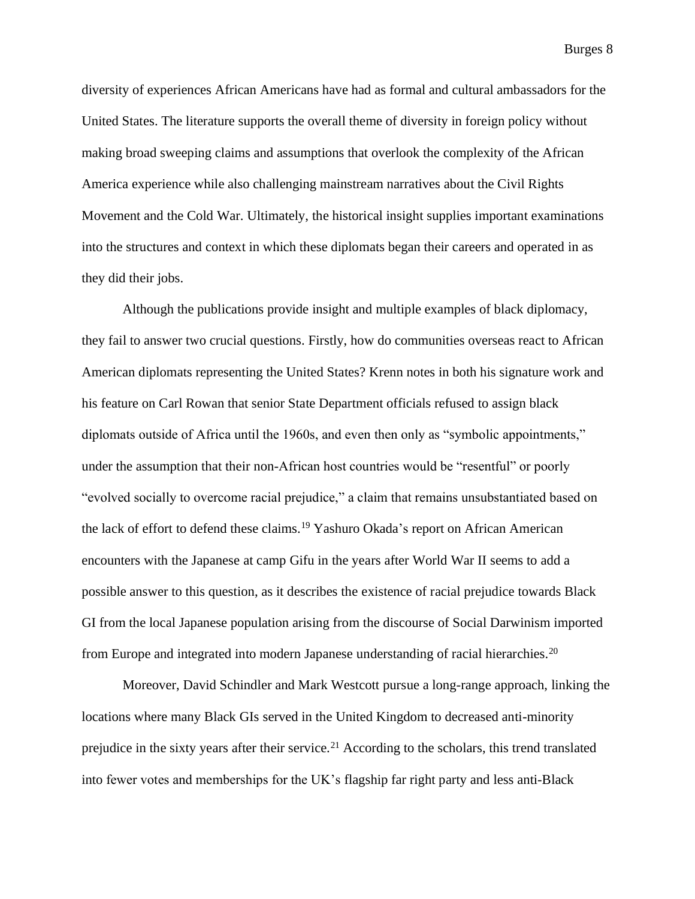diversity of experiences African Americans have had as formal and cultural ambassadors for the United States. The literature supports the overall theme of diversity in foreign policy without making broad sweeping claims and assumptions that overlook the complexity of the African America experience while also challenging mainstream narratives about the Civil Rights Movement and the Cold War. Ultimately, the historical insight supplies important examinations into the structures and context in which these diplomats began their careers and operated in as they did their jobs.

Although the publications provide insight and multiple examples of black diplomacy, they fail to answer two crucial questions. Firstly, how do communities overseas react to African American diplomats representing the United States? Krenn notes in both his signature work and his feature on Carl Rowan that senior State Department officials refused to assign black diplomats outside of Africa until the 1960s, and even then only as "symbolic appointments," under the assumption that their non-African host countries would be "resentful" or poorly "evolved socially to overcome racial prejudice," a claim that remains unsubstantiated based on the lack of effort to defend these claims.[19] Yashuro Okada's report on African American encounters with the Japanese at camp Gifu in the years after World War II seems to add a possible answer to this question, as it describes the existence of racial prejudice towards Black GI from the local Japanese population arising from the discourse of Social Darwinism imported from Europe and integrated into modern Japanese understanding of racial hierarchies.[20]

Moreover, David Schindler and Mark Westcott pursue a long-range approach, linking the locations where many Black GIs served in the United Kingdom to decreased anti-minority prejudice in the sixty years after their service.[21] According to the scholars, this trend translated into fewer votes and memberships for the UK's flagship far right party and less anti-Black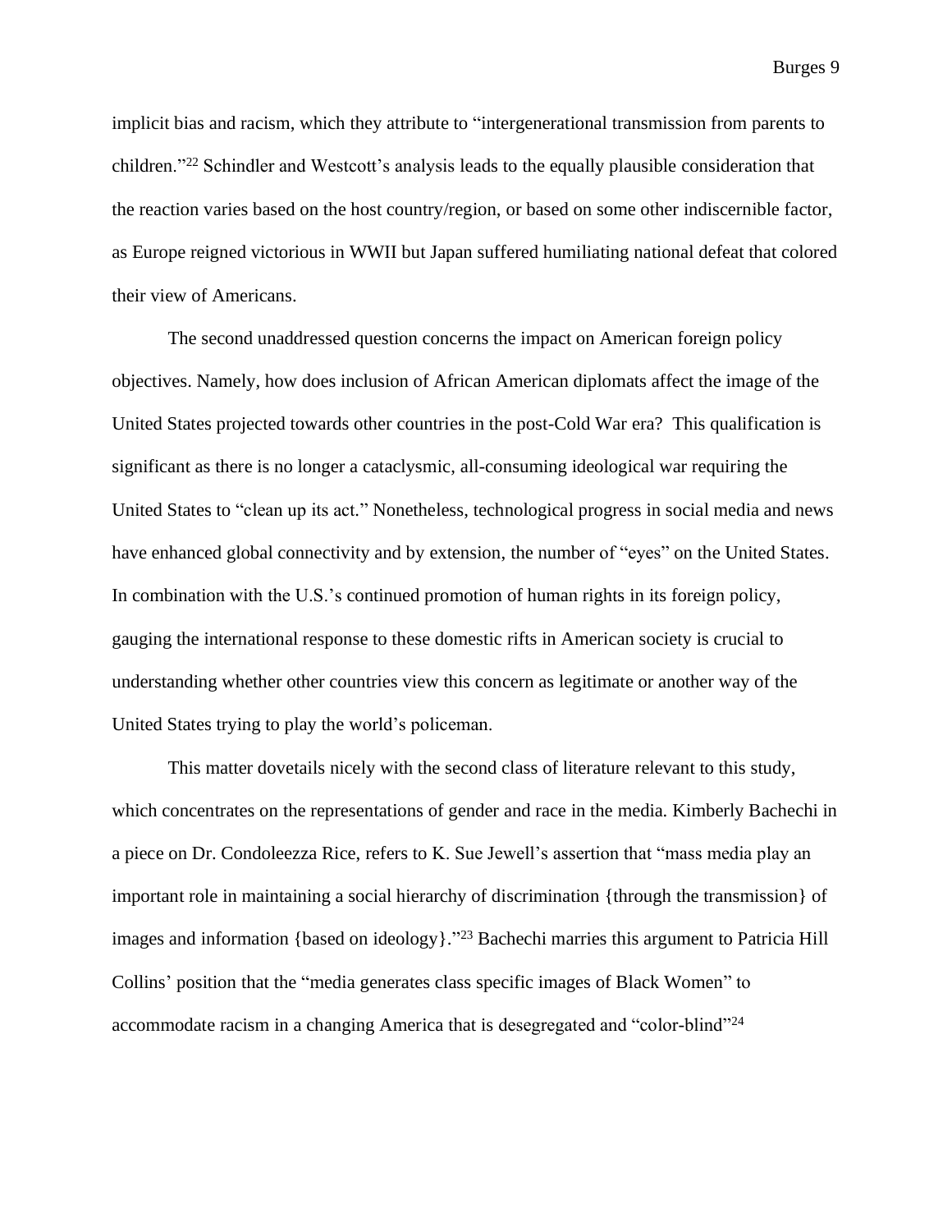implicit bias and racism, which they attribute to "intergenerational transmission from parents to children."[22] Schindler and Westcott's analysis leads to the equally plausible consideration that the reaction varies based on the host country/region, or based on some other indiscernible factor, as Europe reigned victorious in WWII but Japan suffered humiliating national defeat that colored their view of Americans.

The second unaddressed question concerns the impact on American foreign policy objectives. Namely, how does inclusion of African American diplomats affect the image of the United States projected towards other countries in the post-Cold War era? This qualification is significant as there is no longer a cataclysmic, all-consuming ideological war requiring the United States to "clean up its act." Nonetheless, technological progress in social media and news have enhanced global connectivity and by extension, the number of "eyes" on the United States. In combination with the U.S.'s continued promotion of human rights in its foreign policy, gauging the international response to these domestic rifts in American society is crucial to understanding whether other countries view this concern as legitimate or another way of the United States trying to play the world's policeman.

This matter dovetails nicely with the second class of literature relevant to this study, which concentrates on the representations of gender and race in the media. Kimberly Bachechi in a piece on Dr. Condoleezza Rice, refers to K. Sue Jewell's assertion that "mass media play an important role in maintaining a social hierarchy of discrimination {through the transmission} of images and information {based on ideology}."[23] Bachechi marries this argument to Patricia Hill Collins' position that the "media generates class specific images of Black Women" to accommodate racism in a changing America that is desegregated and "color-blind"[24]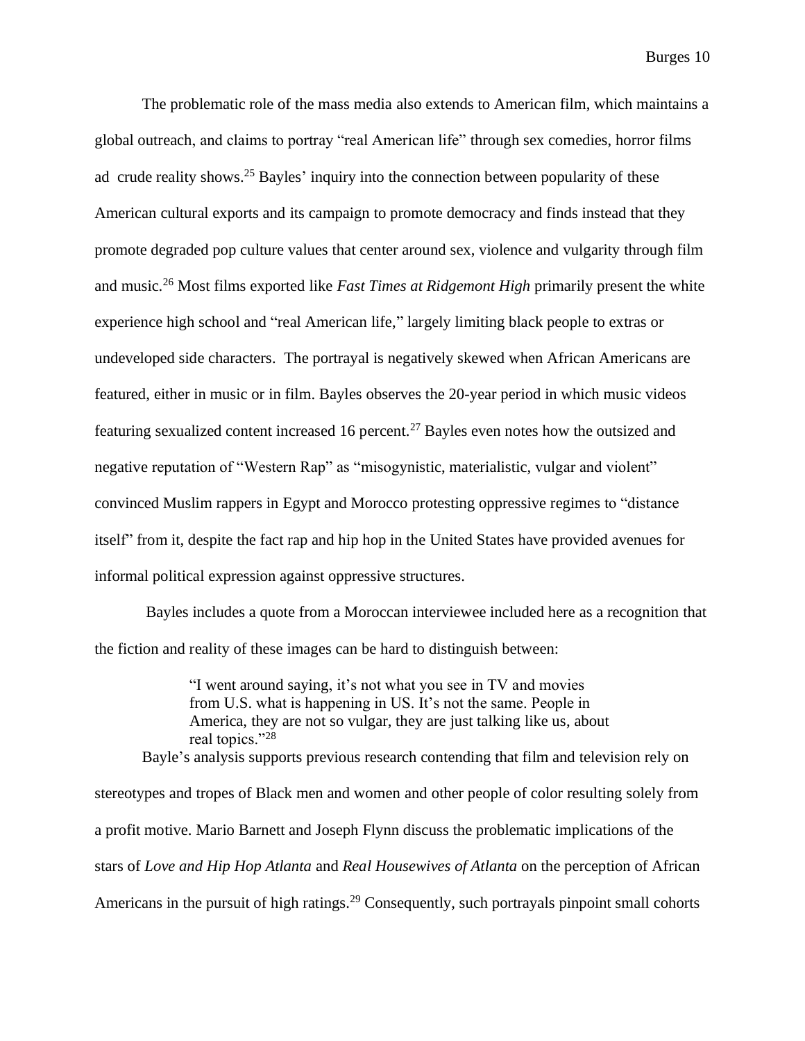The problematic role of the mass media also extends to American film, which maintains a global outreach, and claims to portray "real American life" through sex comedies, horror films ad crude reality shows.[25] Bayles' inquiry into the connection between popularity of these American cultural exports and its campaign to promote democracy and finds instead that they promote degraded pop culture values that center around sex, violence and vulgarity through film and music.[26] Most films exported like *Fast Times at Ridgemont High* primarily present the white experience high school and "real American life," largely limiting black people to extras or undeveloped side characters. The portrayal is negatively skewed when African Americans are featured, either in music or in film. Bayles observes the 20-year period in which music videos featuring sexualized content increased 16 percent.[27] Bayles even notes how the outsized and negative reputation of "Western Rap" as "misogynistic, materialistic, vulgar and violent" convinced Muslim rappers in Egypt and Morocco protesting oppressive regimes to "distance itself" from it, despite the fact rap and hip hop in the United States have provided avenues for informal political expression against oppressive structures.

Bayles includes a quote from a Moroccan interviewee included here as a recognition that the fiction and reality of these images can be hard to distinguish between:

> "I went around saying, it's not what you see in TV and movies from U.S. what is happening in US. It's not the same. People in America, they are not so vulgar, they are just talking like us, about real topics."[28]

Bayle's analysis supports previous research contending that film and television rely on stereotypes and tropes of Black men and women and other people of color resulting solely from a profit motive. Mario Barnett and Joseph Flynn discuss the problematic implications of the stars of *Love and Hip Hop Atlanta* and *Real Housewives of Atlanta* on the perception of African Americans in the pursuit of high ratings.[29] Consequently, such portrayals pinpoint small cohorts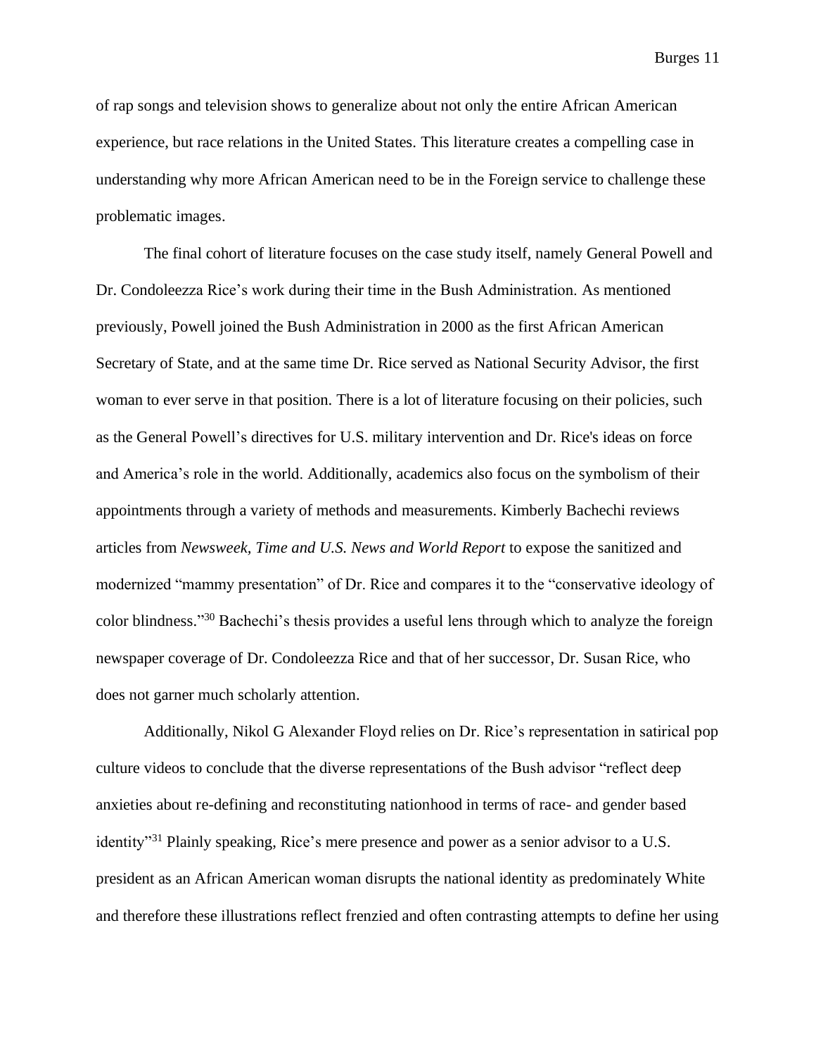of rap songs and television shows to generalize about not only the entire African American experience, but race relations in the United States. This literature creates a compelling case in understanding why more African American need to be in the Foreign service to challenge these problematic images.

The final cohort of literature focuses on the case study itself, namely General Powell and Dr. Condoleezza Rice's work during their time in the Bush Administration. As mentioned previously, Powell joined the Bush Administration in 2000 as the first African American Secretary of State, and at the same time Dr. Rice served as National Security Advisor, the first woman to ever serve in that position. There is a lot of literature focusing on their policies, such as the General Powell's directives for U.S. military intervention and Dr. Rice's ideas on force and America's role in the world. Additionally, academics also focus on the symbolism of their appointments through a variety of methods and measurements. Kimberly Bachechi reviews articles from *Newsweek, Time and U.S. News and World Report* to expose the sanitized and modernized "mammy presentation" of Dr. Rice and compares it to the "conservative ideology of color blindness."[30] Bachechi's thesis provides a useful lens through which to analyze the foreign newspaper coverage of Dr. Condoleezza Rice and that of her successor, Dr. Susan Rice, who does not garner much scholarly attention.

Additionally, Nikol G Alexander Floyd relies on Dr. Rice's representation in satirical pop culture videos to conclude that the diverse representations of the Bush advisor "reflect deep anxieties about re-defining and reconstituting nationhood in terms of race- and gender based identity"[31] Plainly speaking, Rice's mere presence and power as a senior advisor to a U.S. president as an African American woman disrupts the national identity as predominately White and therefore these illustrations reflect frenzied and often contrasting attempts to define her using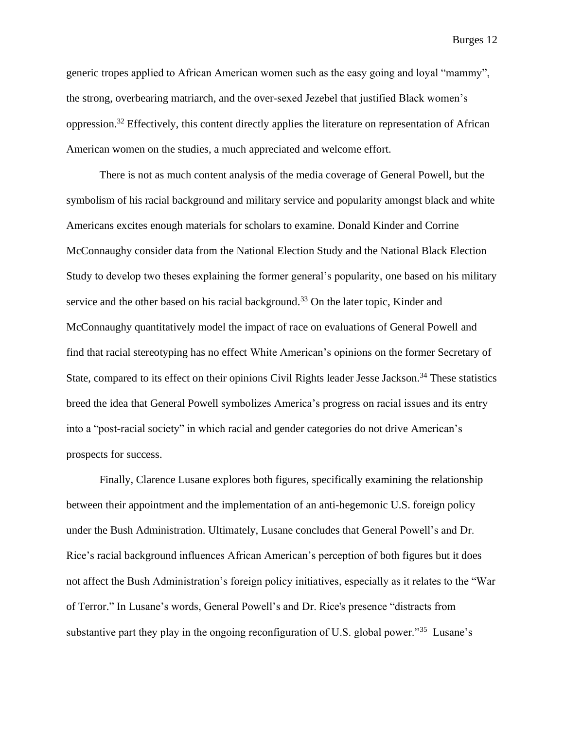generic tropes applied to African American women such as the easy going and loyal "mammy", the strong, overbearing matriarch, and the over-sexed Jezebel that justified Black women's oppression.[32] Effectively, this content directly applies the literature on representation of African American women on the studies, a much appreciated and welcome effort.

There is not as much content analysis of the media coverage of General Powell, but the symbolism of his racial background and military service and popularity amongst black and white Americans excites enough materials for scholars to examine. Donald Kinder and Corrine McConnaughy consider data from the National Election Study and the National Black Election Study to develop two theses explaining the former general's popularity, one based on his military service and the other based on his racial background.[33] On the later topic, Kinder and McConnaughy quantitatively model the impact of race on evaluations of General Powell and find that racial stereotyping has no effect White American's opinions on the former Secretary of State, compared to its effect on their opinions Civil Rights leader Jesse Jackson.[34] These statistics breed the idea that General Powell symbolizes America's progress on racial issues and its entry into a "post-racial society" in which racial and gender categories do not drive American's prospects for success.

Finally, Clarence Lusane explores both figures, specifically examining the relationship between their appointment and the implementation of an anti-hegemonic U.S. foreign policy under the Bush Administration. Ultimately, Lusane concludes that General Powell's and Dr. Rice's racial background influences African American's perception of both figures but it does not affect the Bush Administration's foreign policy initiatives, especially as it relates to the "War of Terror." In Lusane's words, General Powell's and Dr. Rice's presence "distracts from substantive part they play in the ongoing reconfiguration of U.S. global power."[35] Lusane's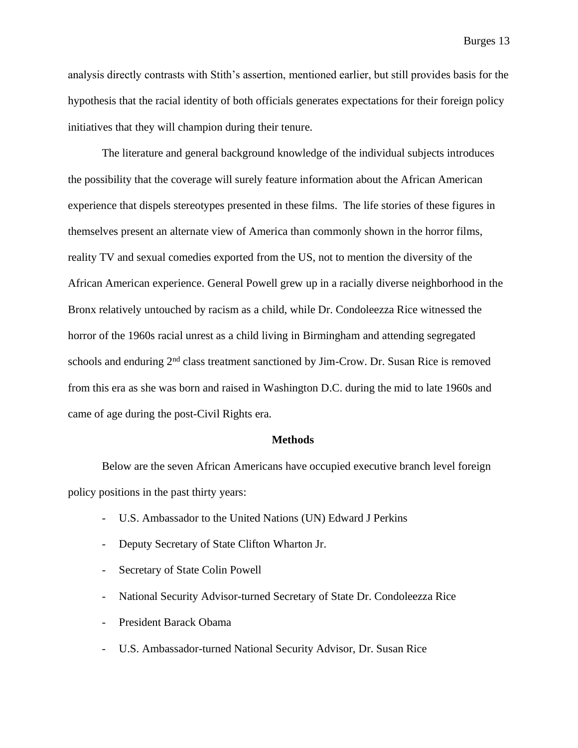analysis directly contrasts with Stith's assertion, mentioned earlier, but still provides basis for the hypothesis that the racial identity of both officials generates expectations for their foreign policy initiatives that they will champion during their tenure.

The literature and general background knowledge of the individual subjects introduces the possibility that the coverage will surely feature information about the African American experience that dispels stereotypes presented in these films. The life stories of these figures in themselves present an alternate view of America than commonly shown in the horror films, reality TV and sexual comedies exported from the US, not to mention the diversity of the African American experience. General Powell grew up in a racially diverse neighborhood in the Bronx relatively untouched by racism as a child, while Dr. Condoleezza Rice witnessed the horror of the 1960s racial unrest as a child living in Birmingham and attending segregated schools and enduring 2nd class treatment sanctioned by Jim-Crow. Dr. Susan Rice is removed from this era as she was born and raised in Washington D.C. during the mid to late 1960s and came of age during the post-Civil Rights era.

## Methods

Below are the seven African Americans have occupied executive branch level foreign policy positions in the past thirty years:

- U.S. Ambassador to the United Nations (UN) Edward J Perkins
- Deputy Secretary of State Clifton Wharton Jr.
- Secretary of State Colin Powell
- National Security Advisor-turned Secretary of State Dr. Condoleezza Rice
- President Barack Obama
- U.S. Ambassador-turned National Security Advisor, Dr. Susan Rice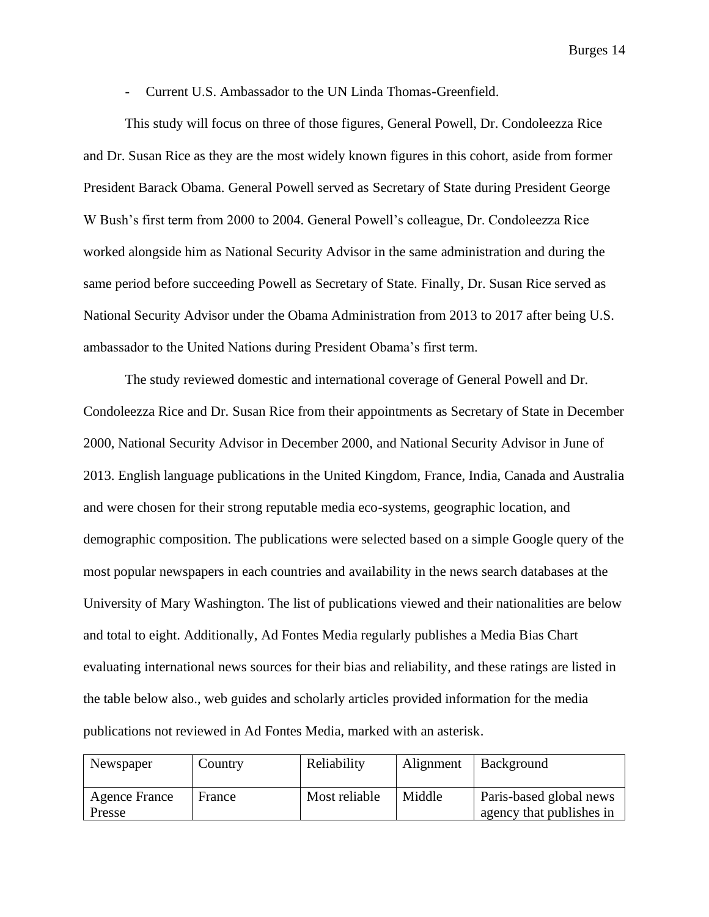- Current U.S. Ambassador to the UN Linda Thomas-Greenfield.

This study will focus on three of those figures, General Powell, Dr. Condoleezza Rice and Dr. Susan Rice as they are the most widely known figures in this cohort, aside from former President Barack Obama. General Powell served as Secretary of State during President George W Bush's first term from 2000 to 2004. General Powell's colleague, Dr. Condoleezza Rice worked alongside him as National Security Advisor in the same administration and during the same period before succeeding Powell as Secretary of State. Finally, Dr. Susan Rice served as National Security Advisor under the Obama Administration from 2013 to 2017 after being U.S. ambassador to the United Nations during President Obama's first term.

The study reviewed domestic and international coverage of General Powell and Dr. Condoleezza Rice and Dr. Susan Rice from their appointments as Secretary of State in December 2000, National Security Advisor in December 2000, and National Security Advisor in June of 2013. English language publications in the United Kingdom, France, India, Canada and Australia and were chosen for their strong reputable media eco-systems, geographic location, and demographic composition. The publications were selected based on a simple Google query of the most popular newspapers in each countries and availability in the news search databases at the University of Mary Washington. The list of publications viewed and their nationalities are below and total to eight. Additionally, Ad Fontes Media regularly publishes a Media Bias Chart evaluating international news sources for their bias and reliability, and these ratings are listed in the table below also., web guides and scholarly articles provided information for the media publications not reviewed in Ad Fontes Media, marked with an asterisk.

| Newspaper | Country | Reliability | Alignment | Background |
| --- | --- | --- | --- | --- |
| Agence France Presse | France | Most reliable | Middle | Paris-based global news agency that publishes in |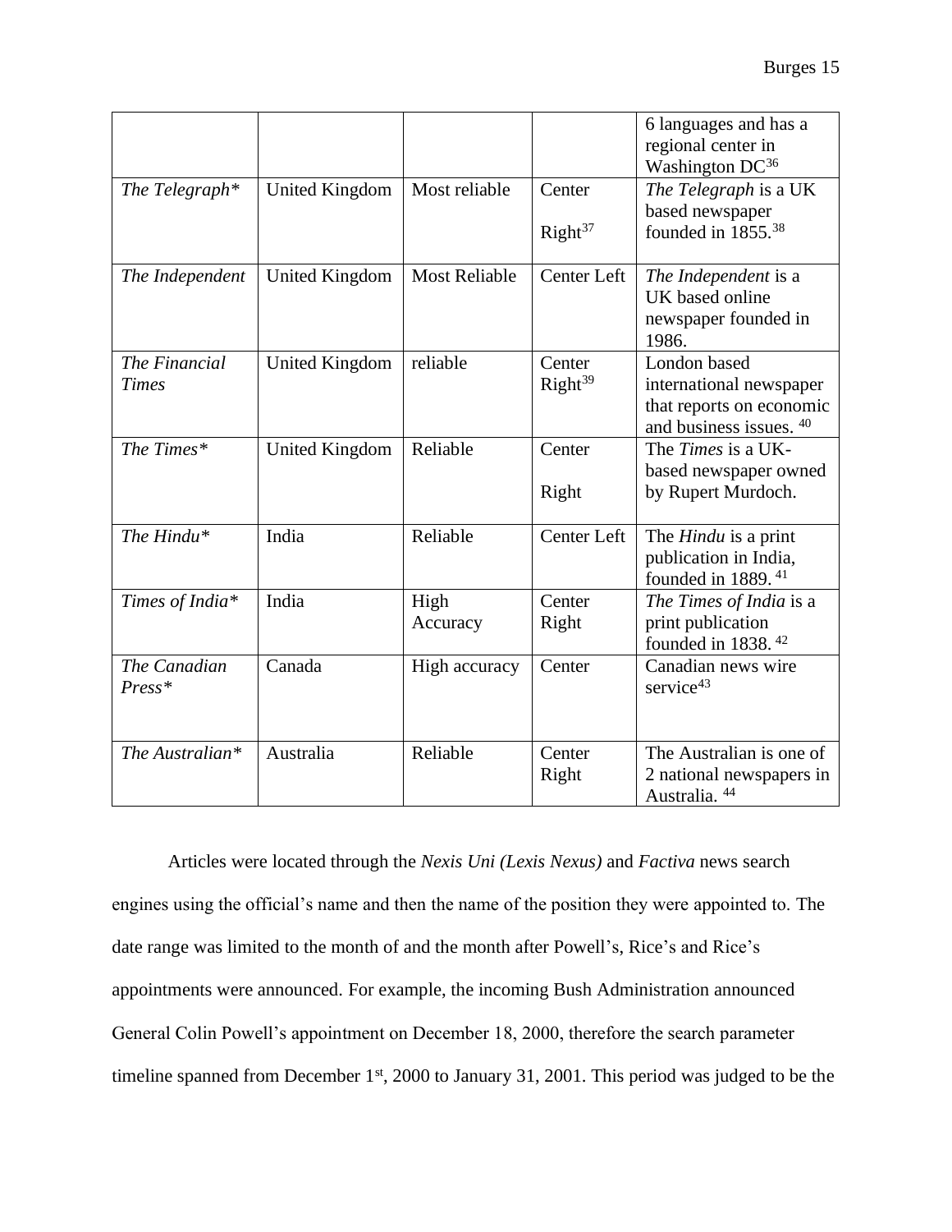| | | | | 6 languages and has a regional center in Washington DC[36] |
|---|---|---|---|---|
| *The Telegraph\** | United Kingdom | Most reliable | Center Right[37] | *The Telegraph* is a UK based newspaper founded in 1855.[38] |
| *The Independent* | United Kingdom | Most Reliable | Center Left | *The Independent* is a UK based online newspaper founded in 1986. |
| *The Financial Times* | United Kingdom | reliable | Center Right[39] | London based international newspaper that reports on economic and business issues. [40] |
| *The Times\** | United Kingdom | Reliable | Center Right | The *Times* is a UK-based newspaper owned by Rupert Murdoch. |
| *The Hindu\** | India | Reliable | Center Left | The *Hindu* is a print publication in India, founded in 1889. [41] |
| *Times of India\** | India | High Accuracy | Center Right | *The Times of India* is a print publication founded in 1838. [42] |
| *The Canadian Press\** | Canada | High accuracy | Center | Canadian news wire service[43] |
| *The Australian\** | Australia | Reliable | Center Right | The Australian is one of 2 national newspapers in Australia. [44] |

Articles were located through the *Nexis Uni (Lexis Nexus)* and *Factiva* news search engines using the official's name and then the name of the position they were appointed to. The date range was limited to the month of and the month after Powell's, Rice's and Rice's appointments were announced. For example, the incoming Bush Administration announced General Colin Powell's appointment on December 18, 2000, therefore the search parameter timeline spanned from December 1st, 2000 to January 31, 2001. This period was judged to be the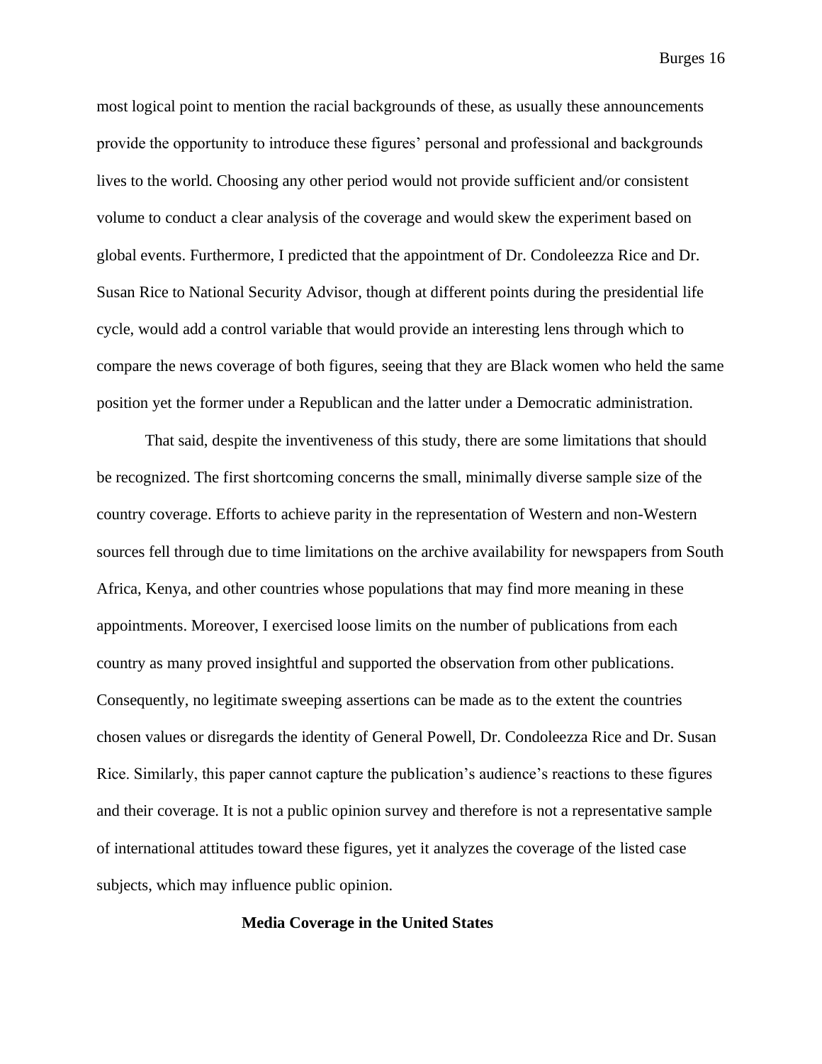most logical point to mention the racial backgrounds of these, as usually these announcements provide the opportunity to introduce these figures' personal and professional and backgrounds lives to the world. Choosing any other period would not provide sufficient and/or consistent volume to conduct a clear analysis of the coverage and would skew the experiment based on global events. Furthermore, I predicted that the appointment of Dr. Condoleezza Rice and Dr. Susan Rice to National Security Advisor, though at different points during the presidential life cycle, would add a control variable that would provide an interesting lens through which to compare the news coverage of both figures, seeing that they are Black women who held the same position yet the former under a Republican and the latter under a Democratic administration.

That said, despite the inventiveness of this study, there are some limitations that should be recognized. The first shortcoming concerns the small, minimally diverse sample size of the country coverage. Efforts to achieve parity in the representation of Western and non-Western sources fell through due to time limitations on the archive availability for newspapers from South Africa, Kenya, and other countries whose populations that may find more meaning in these appointments. Moreover, I exercised loose limits on the number of publications from each country as many proved insightful and supported the observation from other publications. Consequently, no legitimate sweeping assertions can be made as to the extent the countries chosen values or disregards the identity of General Powell, Dr. Condoleezza Rice and Dr. Susan Rice. Similarly, this paper cannot capture the publication's audience's reactions to these figures and their coverage. It is not a public opinion survey and therefore is not a representative sample of international attitudes toward these figures, yet it analyzes the coverage of the listed case subjects, which may influence public opinion.

## Media Coverage in the United States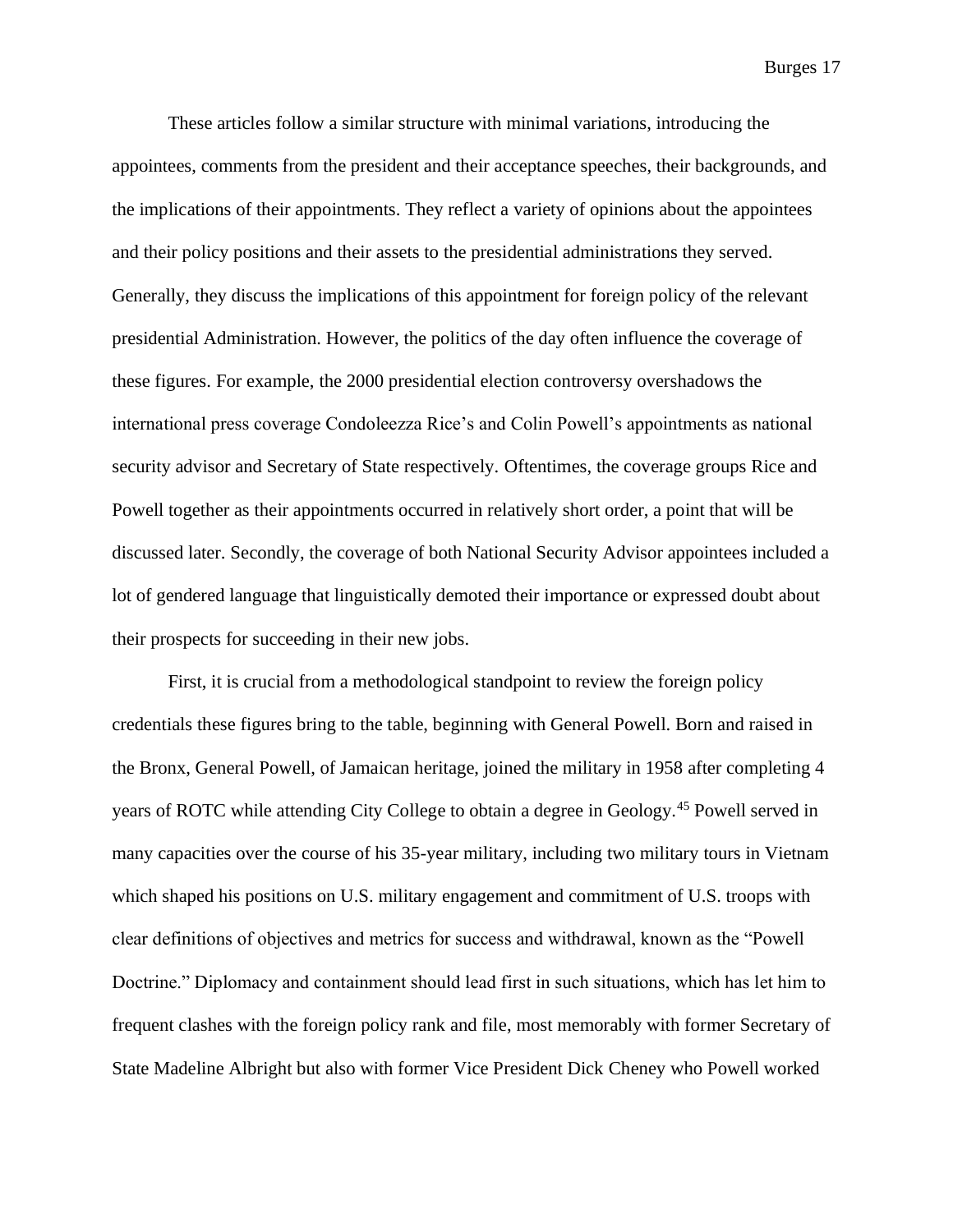These articles follow a similar structure with minimal variations, introducing the appointees, comments from the president and their acceptance speeches, their backgrounds, and the implications of their appointments. They reflect a variety of opinions about the appointees and their policy positions and their assets to the presidential administrations they served. Generally, they discuss the implications of this appointment for foreign policy of the relevant presidential Administration. However, the politics of the day often influence the coverage of these figures. For example, the 2000 presidential election controversy overshadows the international press coverage Condoleezza Rice's and Colin Powell's appointments as national security advisor and Secretary of State respectively. Oftentimes, the coverage groups Rice and Powell together as their appointments occurred in relatively short order, a point that will be discussed later. Secondly, the coverage of both National Security Advisor appointees included a lot of gendered language that linguistically demoted their importance or expressed doubt about their prospects for succeeding in their new jobs.

First, it is crucial from a methodological standpoint to review the foreign policy credentials these figures bring to the table, beginning with General Powell. Born and raised in the Bronx, General Powell, of Jamaican heritage, joined the military in 1958 after completing 4 years of ROTC while attending City College to obtain a degree in Geology.[45] Powell served in many capacities over the course of his 35-year military, including two military tours in Vietnam which shaped his positions on U.S. military engagement and commitment of U.S. troops with clear definitions of objectives and metrics for success and withdrawal, known as the "Powell Doctrine." Diplomacy and containment should lead first in such situations, which has let him to frequent clashes with the foreign policy rank and file, most memorably with former Secretary of State Madeline Albright but also with former Vice President Dick Cheney who Powell worked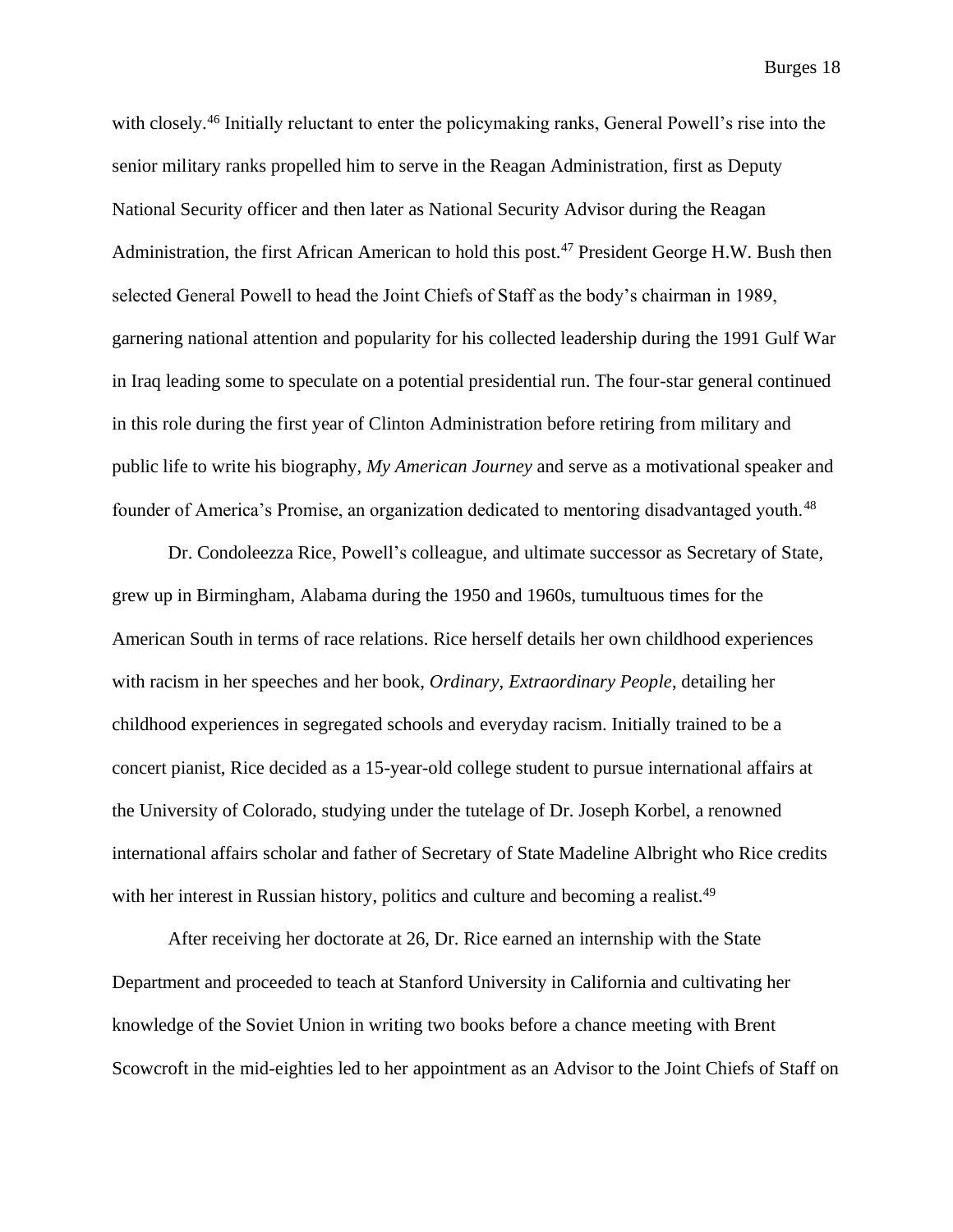with closely.[46] Initially reluctant to enter the policymaking ranks, General Powell's rise into the senior military ranks propelled him to serve in the Reagan Administration, first as Deputy National Security officer and then later as National Security Advisor during the Reagan Administration, the first African American to hold this post.[47] President George H.W. Bush then selected General Powell to head the Joint Chiefs of Staff as the body's chairman in 1989, garnering national attention and popularity for his collected leadership during the 1991 Gulf War in Iraq leading some to speculate on a potential presidential run. The four-star general continued in this role during the first year of Clinton Administration before retiring from military and public life to write his biography, *My American Journey* and serve as a motivational speaker and founder of America's Promise, an organization dedicated to mentoring disadvantaged youth.[48]

Dr. Condoleezza Rice, Powell's colleague, and ultimate successor as Secretary of State, grew up in Birmingham, Alabama during the 1950 and 1960s, tumultuous times for the American South in terms of race relations. Rice herself details her own childhood experiences with racism in her speeches and her book, *Ordinary, Extraordinary People*, detailing her childhood experiences in segregated schools and everyday racism. Initially trained to be a concert pianist, Rice decided as a 15-year-old college student to pursue international affairs at the University of Colorado, studying under the tutelage of Dr. Joseph Korbel, a renowned international affairs scholar and father of Secretary of State Madeline Albright who Rice credits with her interest in Russian history, politics and culture and becoming a realist.[49]

After receiving her doctorate at 26, Dr. Rice earned an internship with the State Department and proceeded to teach at Stanford University in California and cultivating her knowledge of the Soviet Union in writing two books before a chance meeting with Brent Scowcroft in the mid-eighties led to her appointment as an Advisor to the Joint Chiefs of Staff on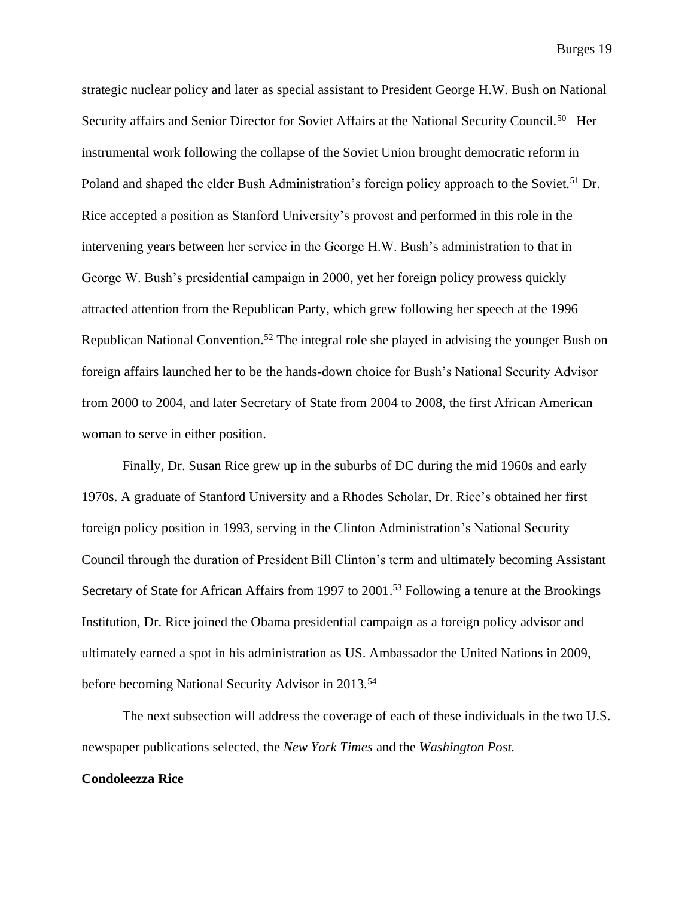strategic nuclear policy and later as special assistant to President George H.W. Bush on National Security affairs and Senior Director for Soviet Affairs at the National Security Council.[50] Her instrumental work following the collapse of the Soviet Union brought democratic reform in Poland and shaped the elder Bush Administration's foreign policy approach to the Soviet.[51] Dr. Rice accepted a position as Stanford University's provost and performed in this role in the intervening years between her service in the George H.W. Bush's administration to that in George W. Bush's presidential campaign in 2000, yet her foreign policy prowess quickly attracted attention from the Republican Party, which grew following her speech at the 1996 Republican National Convention.[52] The integral role she played in advising the younger Bush on foreign affairs launched her to be the hands-down choice for Bush's National Security Advisor from 2000 to 2004, and later Secretary of State from 2004 to 2008, the first African American woman to serve in either position.

Finally, Dr. Susan Rice grew up in the suburbs of DC during the mid 1960s and early 1970s. A graduate of Stanford University and a Rhodes Scholar, Dr. Rice's obtained her first foreign policy position in 1993, serving in the Clinton Administration's National Security Council through the duration of President Bill Clinton's term and ultimately becoming Assistant Secretary of State for African Affairs from 1997 to 2001.[53] Following a tenure at the Brookings Institution, Dr. Rice joined the Obama presidential campaign as a foreign policy advisor and ultimately earned a spot in his administration as US. Ambassador the United Nations in 2009, before becoming National Security Advisor in 2013.[54]

The next subsection will address the coverage of each of these individuals in the two U.S. newspaper publications selected, the *New York Times* and the *Washington Post.*

**Condoleezza Rice**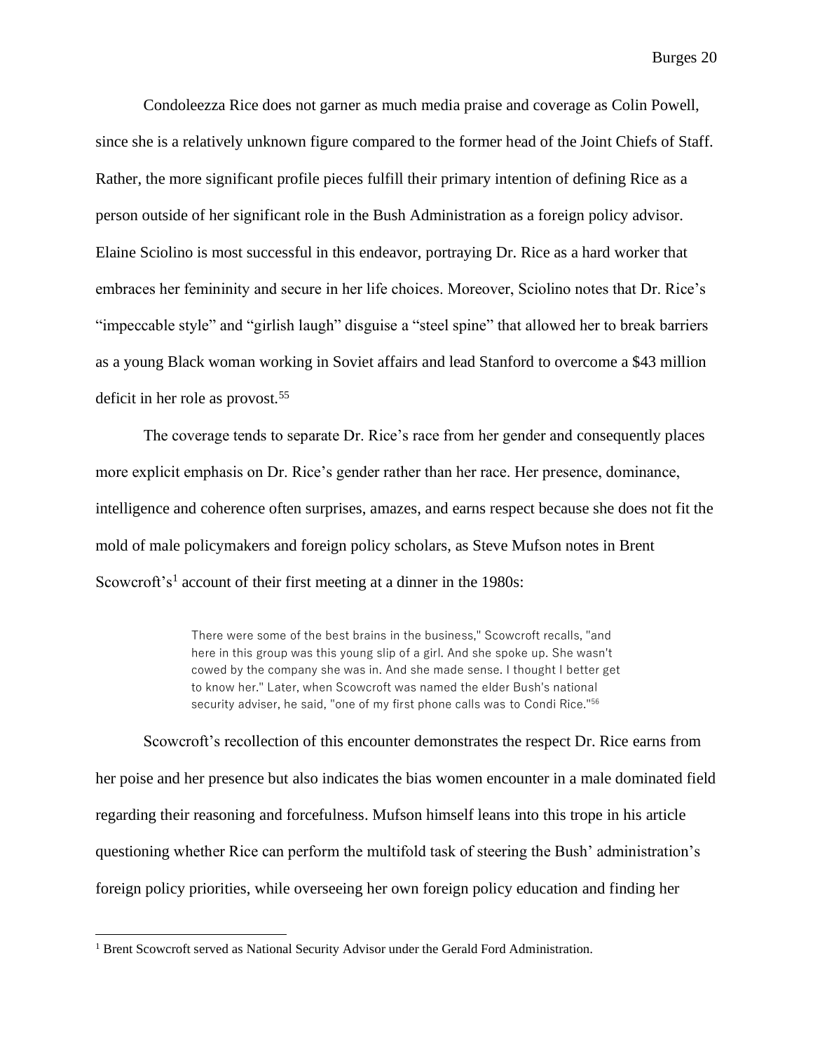Condoleezza Rice does not garner as much media praise and coverage as Colin Powell, since she is a relatively unknown figure compared to the former head of the Joint Chiefs of Staff. Rather, the more significant profile pieces fulfill their primary intention of defining Rice as a person outside of her significant role in the Bush Administration as a foreign policy advisor. Elaine Sciolino is most successful in this endeavor, portraying Dr. Rice as a hard worker that embraces her femininity and secure in her life choices. Moreover, Sciolino notes that Dr. Rice's "impeccable style" and "girlish laugh" disguise a "steel spine" that allowed her to break barriers as a young Black woman working in Soviet affairs and lead Stanford to overcome a $43 million deficit in her role as provost.[55]

The coverage tends to separate Dr. Rice's race from her gender and consequently places more explicit emphasis on Dr. Rice's gender rather than her race. Her presence, dominance, intelligence and coherence often surprises, amazes, and earns respect because she does not fit the mold of male policymakers and foreign policy scholars, as Steve Mufson notes in Brent Scowcroft's[1] account of their first meeting at a dinner in the 1980s:

> There were some of the best brains in the business," Scowcroft recalls, "and here in this group was this young slip of a girl. And she spoke up. She wasn't cowed by the company she was in. And she made sense. I thought I better get to know her." Later, when Scowcroft was named the elder Bush's national security adviser, he said, "one of my first phone calls was to Condi Rice."[56]

Scowcroft's recollection of this encounter demonstrates the respect Dr. Rice earns from her poise and her presence but also indicates the bias women encounter in a male dominated field regarding their reasoning and forcefulness. Mufson himself leans into this trope in his article questioning whether Rice can perform the multifold task of steering the Bush' administration's foreign policy priorities, while overseeing her own foreign policy education and finding her

---

[1] Brent Scowcroft served as National Security Advisor under the Gerald Ford Administration.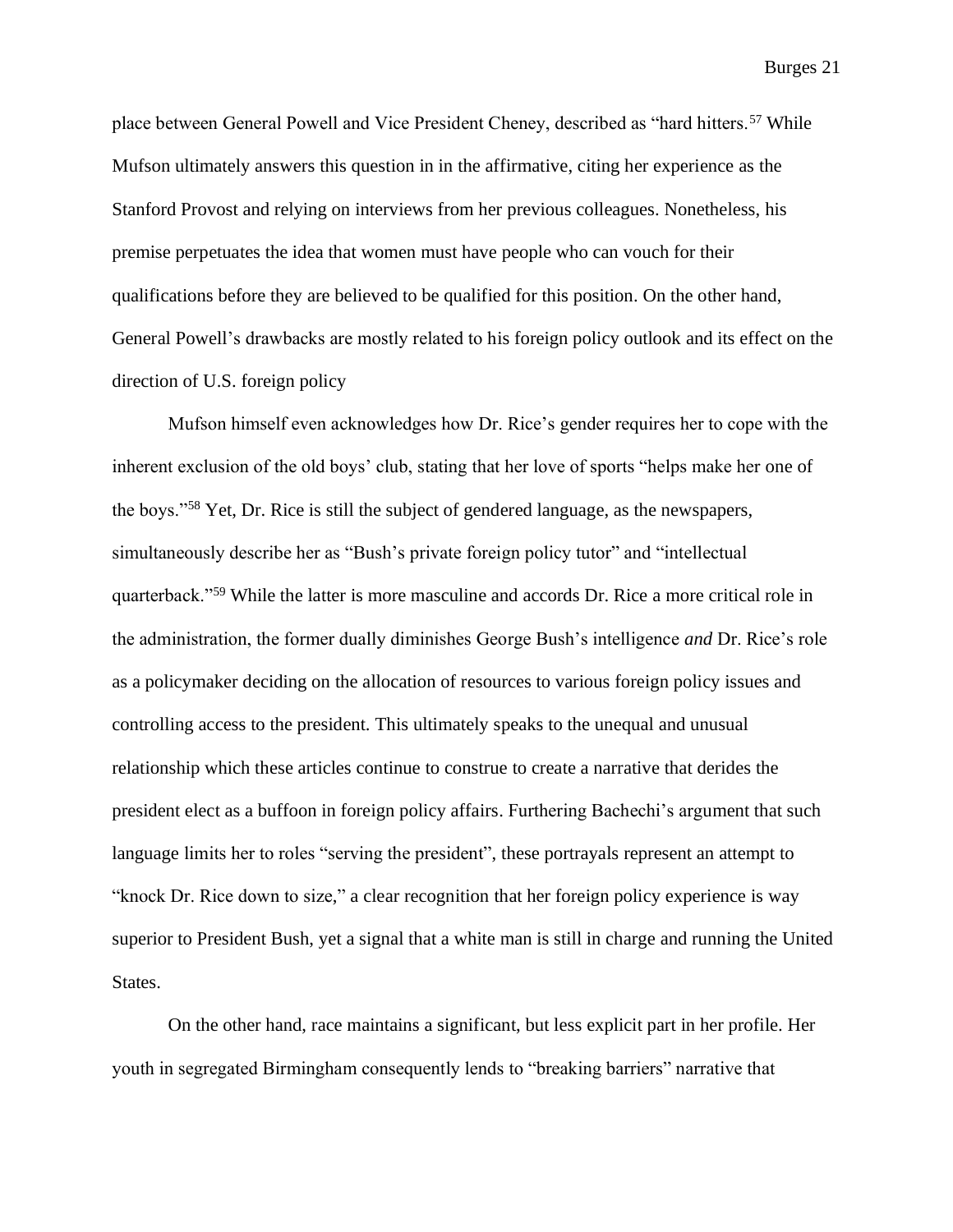place between General Powell and Vice President Cheney, described as "hard hitters.[57] While Mufson ultimately answers this question in in the affirmative, citing her experience as the Stanford Provost and relying on interviews from her previous colleagues. Nonetheless, his premise perpetuates the idea that women must have people who can vouch for their qualifications before they are believed to be qualified for this position. On the other hand, General Powell's drawbacks are mostly related to his foreign policy outlook and its effect on the direction of U.S. foreign policy

Mufson himself even acknowledges how Dr. Rice's gender requires her to cope with the inherent exclusion of the old boys' club, stating that her love of sports "helps make her one of the boys."[58] Yet, Dr. Rice is still the subject of gendered language, as the newspapers, simultaneously describe her as "Bush's private foreign policy tutor" and "intellectual quarterback."[59] While the latter is more masculine and accords Dr. Rice a more critical role in the administration, the former dually diminishes George Bush's intelligence *and* Dr. Rice's role as a policymaker deciding on the allocation of resources to various foreign policy issues and controlling access to the president. This ultimately speaks to the unequal and unusual relationship which these articles continue to construe to create a narrative that derides the president elect as a buffoon in foreign policy affairs. Furthering Bachechi's argument that such language limits her to roles "serving the president", these portrayals represent an attempt to "knock Dr. Rice down to size," a clear recognition that her foreign policy experience is way superior to President Bush, yet a signal that a white man is still in charge and running the United States.

On the other hand, race maintains a significant, but less explicit part in her profile. Her youth in segregated Birmingham consequently lends to "breaking barriers" narrative that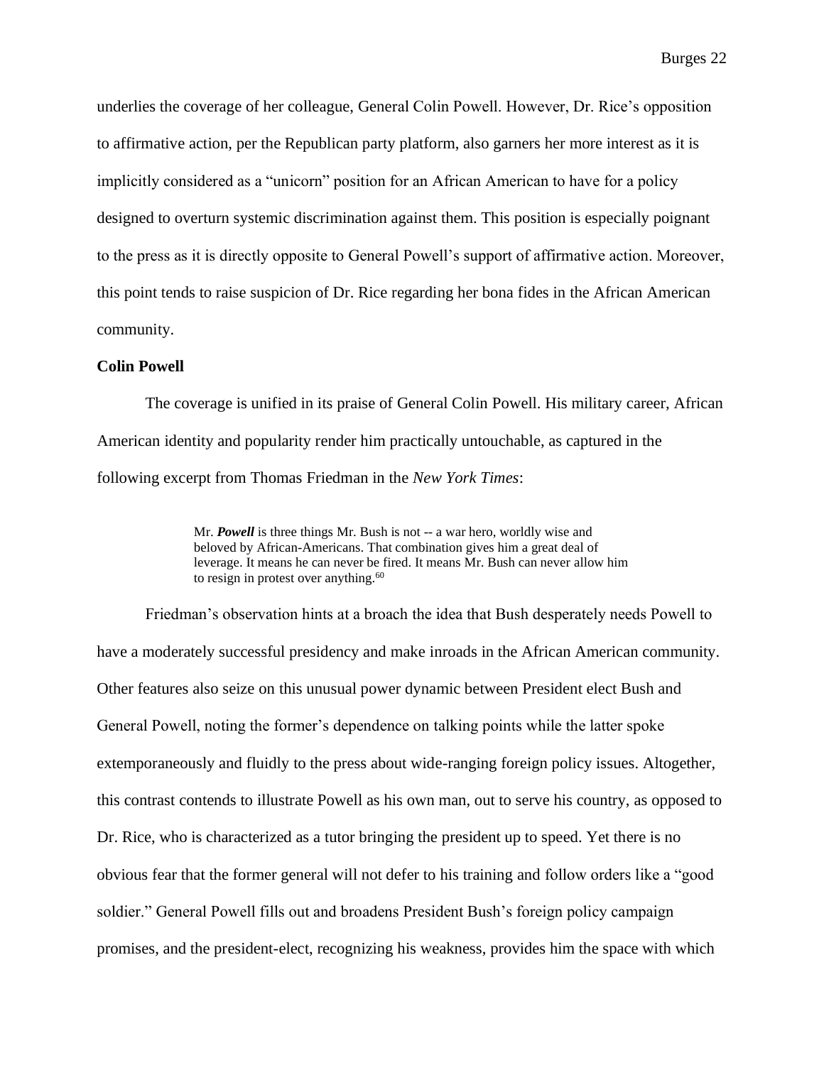underlies the coverage of her colleague, General Colin Powell. However, Dr. Rice's opposition to affirmative action, per the Republican party platform, also garners her more interest as it is implicitly considered as a "unicorn" position for an African American to have for a policy designed to overturn systemic discrimination against them. This position is especially poignant to the press as it is directly opposite to General Powell's support of affirmative action. Moreover, this point tends to raise suspicion of Dr. Rice regarding her bona fides in the African American community.

**Colin Powell**

The coverage is unified in its praise of General Colin Powell. His military career, African American identity and popularity render him practically untouchable, as captured in the following excerpt from Thomas Friedman in the *New York Times*:

> Mr. ***Powell*** is three things Mr. Bush is not -- a war hero, worldly wise and beloved by African-Americans. That combination gives him a great deal of leverage. It means he can never be fired. It means Mr. Bush can never allow him to resign in protest over anything.[60]

Friedman's observation hints at a broach the idea that Bush desperately needs Powell to have a moderately successful presidency and make inroads in the African American community. Other features also seize on this unusual power dynamic between President elect Bush and General Powell, noting the former's dependence on talking points while the latter spoke extemporaneously and fluidly to the press about wide-ranging foreign policy issues. Altogether, this contrast contends to illustrate Powell as his own man, out to serve his country, as opposed to Dr. Rice, who is characterized as a tutor bringing the president up to speed. Yet there is no obvious fear that the former general will not defer to his training and follow orders like a "good soldier." General Powell fills out and broadens President Bush's foreign policy campaign promises, and the president-elect, recognizing his weakness, provides him the space with which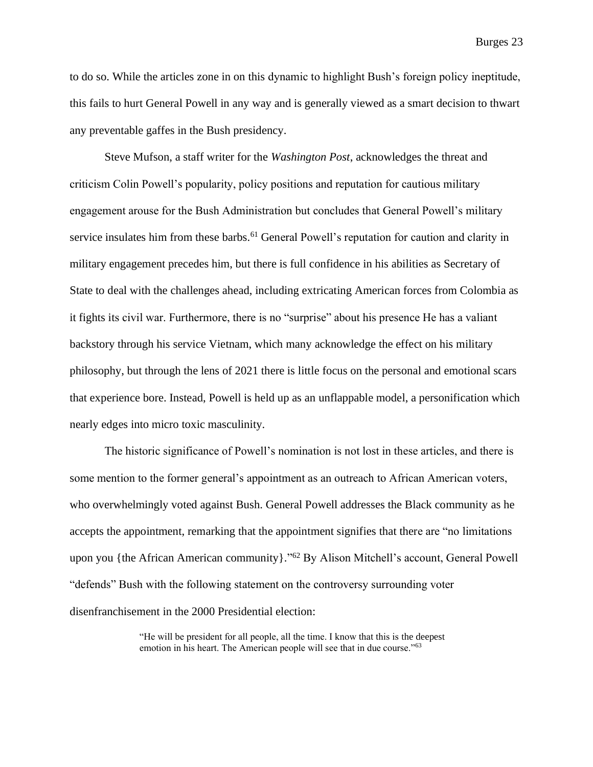to do so. While the articles zone in on this dynamic to highlight Bush's foreign policy ineptitude, this fails to hurt General Powell in any way and is generally viewed as a smart decision to thwart any preventable gaffes in the Bush presidency.

Steve Mufson, a staff writer for the *Washington Post*, acknowledges the threat and criticism Colin Powell's popularity, policy positions and reputation for cautious military engagement arouse for the Bush Administration but concludes that General Powell's military service insulates him from these barbs.[61] General Powell's reputation for caution and clarity in military engagement precedes him, but there is full confidence in his abilities as Secretary of State to deal with the challenges ahead, including extricating American forces from Colombia as it fights its civil war. Furthermore, there is no "surprise" about his presence He has a valiant backstory through his service Vietnam, which many acknowledge the effect on his military philosophy, but through the lens of 2021 there is little focus on the personal and emotional scars that experience bore. Instead, Powell is held up as an unflappable model, a personification which nearly edges into micro toxic masculinity.

The historic significance of Powell's nomination is not lost in these articles, and there is some mention to the former general's appointment as an outreach to African American voters, who overwhelmingly voted against Bush. General Powell addresses the Black community as he accepts the appointment, remarking that the appointment signifies that there are "no limitations upon you {the African American community}."[62] By Alison Mitchell's account, General Powell "defends" Bush with the following statement on the controversy surrounding voter disenfranchisement in the 2000 Presidential election:

> "He will be president for all people, all the time. I know that this is the deepest emotion in his heart. The American people will see that in due course."[63]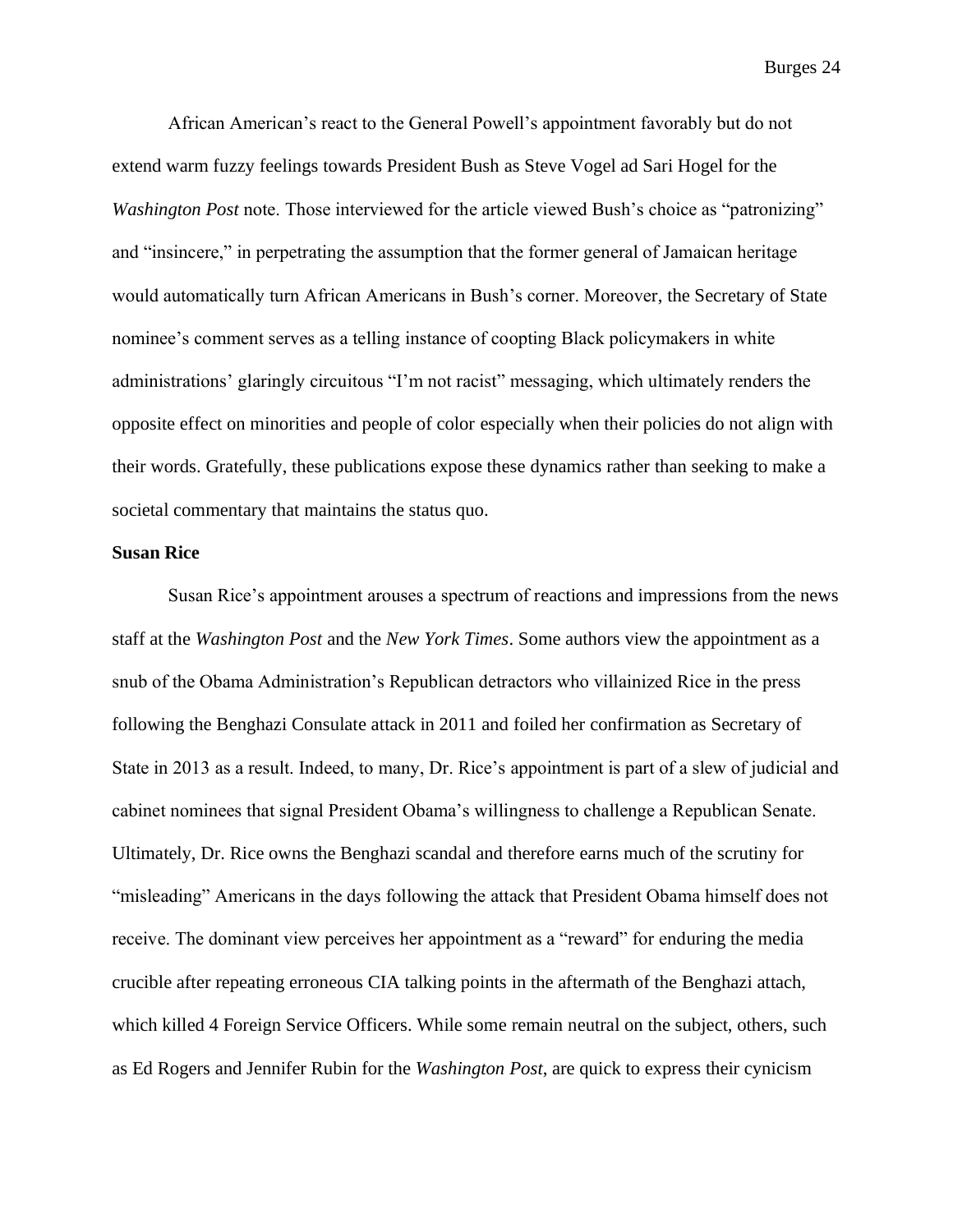African American's react to the General Powell's appointment favorably but do not extend warm fuzzy feelings towards President Bush as Steve Vogel ad Sari Hogel for the *Washington Post* note. Those interviewed for the article viewed Bush's choice as "patronizing" and "insincere," in perpetrating the assumption that the former general of Jamaican heritage would automatically turn African Americans in Bush's corner. Moreover, the Secretary of State nominee's comment serves as a telling instance of coopting Black policymakers in white administrations' glaringly circuitous "I'm not racist" messaging, which ultimately renders the opposite effect on minorities and people of color especially when their policies do not align with their words. Gratefully, these publications expose these dynamics rather than seeking to make a societal commentary that maintains the status quo.

**Susan Rice**

Susan Rice's appointment arouses a spectrum of reactions and impressions from the news staff at the *Washington Post* and the *New York Times*. Some authors view the appointment as a snub of the Obama Administration's Republican detractors who villainized Rice in the press following the Benghazi Consulate attack in 2011 and foiled her confirmation as Secretary of State in 2013 as a result. Indeed, to many, Dr. Rice's appointment is part of a slew of judicial and cabinet nominees that signal President Obama's willingness to challenge a Republican Senate. Ultimately, Dr. Rice owns the Benghazi scandal and therefore earns much of the scrutiny for "misleading" Americans in the days following the attack that President Obama himself does not receive. The dominant view perceives her appointment as a "reward" for enduring the media crucible after repeating erroneous CIA talking points in the aftermath of the Benghazi attach, which killed 4 Foreign Service Officers. While some remain neutral on the subject, others, such as Ed Rogers and Jennifer Rubin for the *Washington Post*, are quick to express their cynicism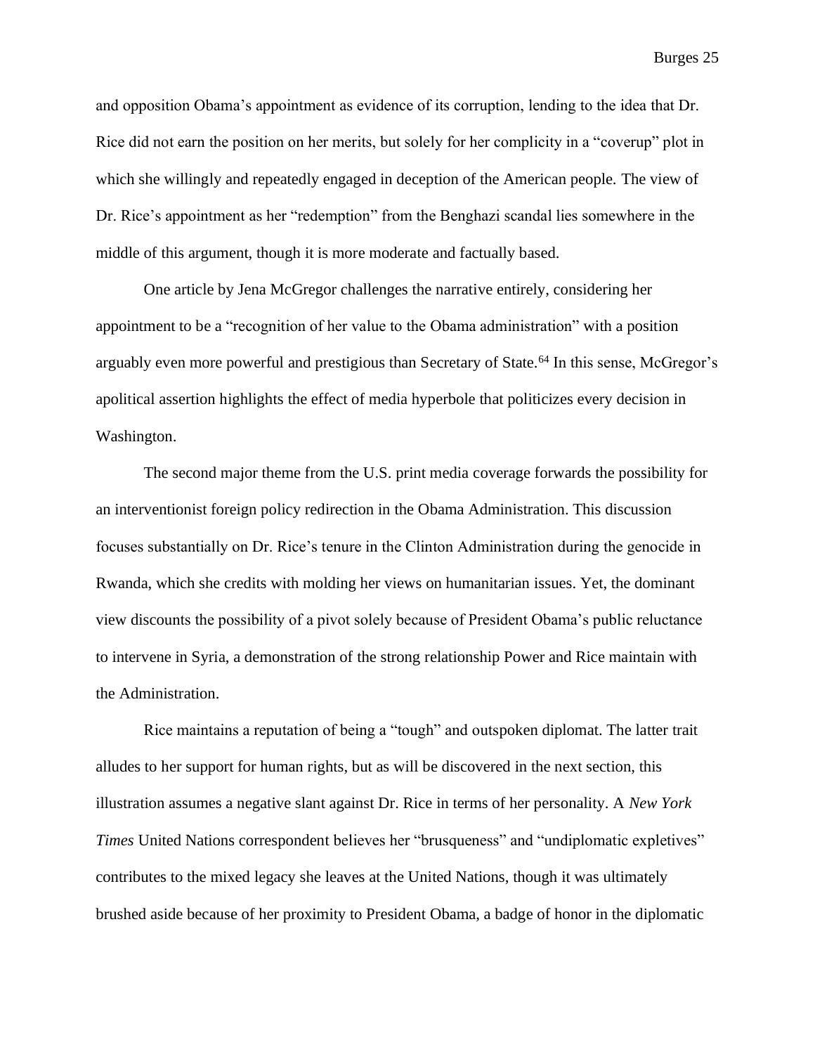and opposition Obama's appointment as evidence of its corruption, lending to the idea that Dr. Rice did not earn the position on her merits, but solely for her complicity in a "coverup" plot in which she willingly and repeatedly engaged in deception of the American people. The view of Dr. Rice's appointment as her "redemption" from the Benghazi scandal lies somewhere in the middle of this argument, though it is more moderate and factually based.

One article by Jena McGregor challenges the narrative entirely, considering her appointment to be a "recognition of her value to the Obama administration" with a position arguably even more powerful and prestigious than Secretary of State.[64] In this sense, McGregor's apolitical assertion highlights the effect of media hyperbole that politicizes every decision in Washington.

The second major theme from the U.S. print media coverage forwards the possibility for an interventionist foreign policy redirection in the Obama Administration. This discussion focuses substantially on Dr. Rice's tenure in the Clinton Administration during the genocide in Rwanda, which she credits with molding her views on humanitarian issues. Yet, the dominant view discounts the possibility of a pivot solely because of President Obama's public reluctance to intervene in Syria, a demonstration of the strong relationship Power and Rice maintain with the Administration.

Rice maintains a reputation of being a "tough" and outspoken diplomat. The latter trait alludes to her support for human rights, but as will be discovered in the next section, this illustration assumes a negative slant against Dr. Rice in terms of her personality. A *New York Times* United Nations correspondent believes her "brusqueness" and "undiplomatic expletives" contributes to the mixed legacy she leaves at the United Nations, though it was ultimately brushed aside because of her proximity to President Obama, a badge of honor in the diplomatic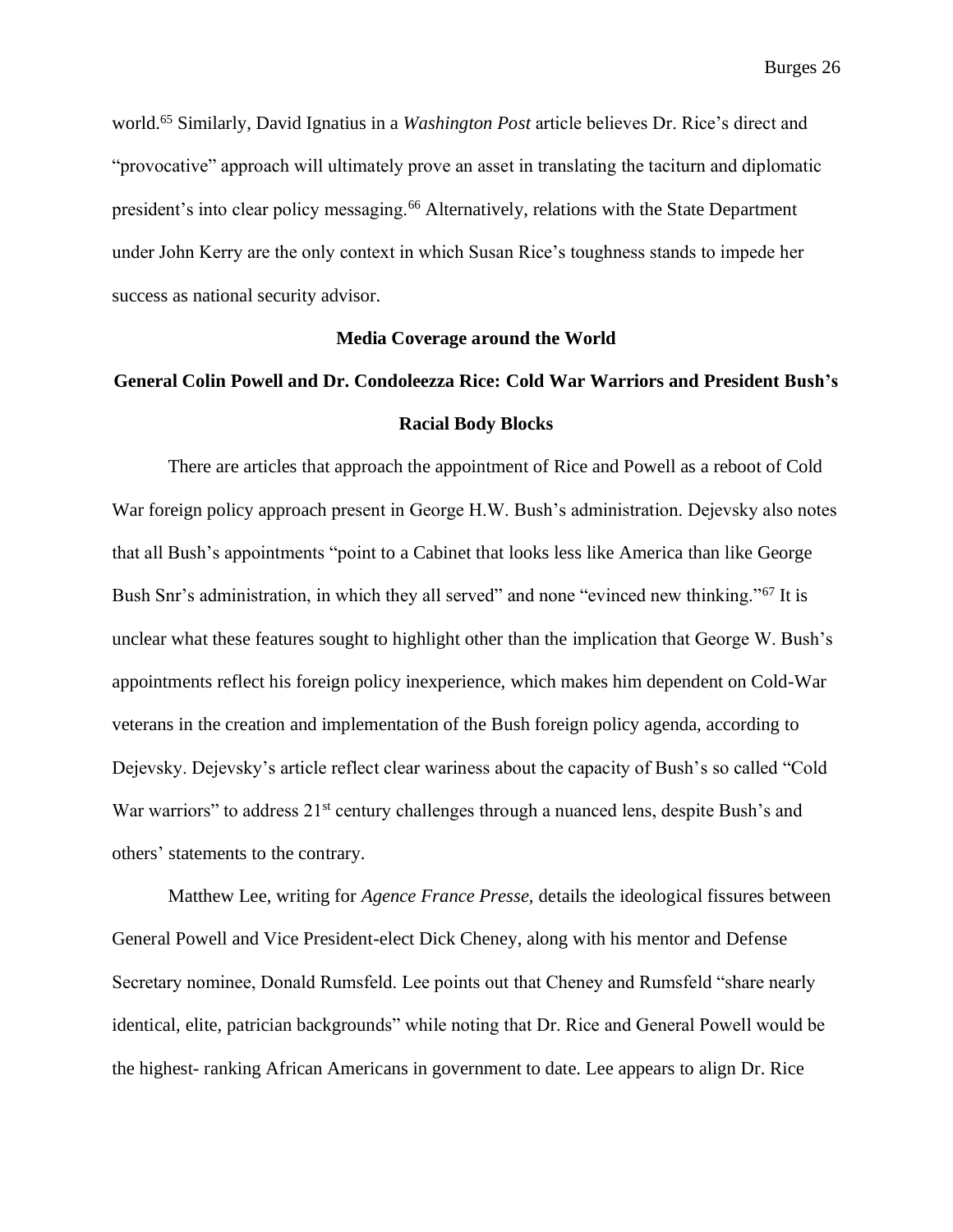world.[65] Similarly, David Ignatius in a *Washington Post* article believes Dr. Rice's direct and "provocative" approach will ultimately prove an asset in translating the taciturn and diplomatic president's into clear policy messaging.[66] Alternatively, relations with the State Department under John Kerry are the only context in which Susan Rice's toughness stands to impede her success as national security advisor.

### Media Coverage around the World

### General Colin Powell and Dr. Condoleezza Rice: Cold War Warriors and President Bush's Racial Body Blocks

There are articles that approach the appointment of Rice and Powell as a reboot of Cold War foreign policy approach present in George H.W. Bush's administration. Dejevsky also notes that all Bush's appointments "point to a Cabinet that looks less like America than like George Bush Snr's administration, in which they all served" and none "evinced new thinking."[67] It is unclear what these features sought to highlight other than the implication that George W. Bush's appointments reflect his foreign policy inexperience, which makes him dependent on Cold-War veterans in the creation and implementation of the Bush foreign policy agenda, according to Dejevsky. Dejevsky's article reflect clear wariness about the capacity of Bush's so called "Cold War warriors" to address 21st century challenges through a nuanced lens, despite Bush's and others' statements to the contrary.

Matthew Lee, writing for *Agence France Presse*, details the ideological fissures between General Powell and Vice President-elect Dick Cheney, along with his mentor and Defense Secretary nominee, Donald Rumsfeld. Lee points out that Cheney and Rumsfeld "share nearly identical, elite, patrician backgrounds" while noting that Dr. Rice and General Powell would be the highest- ranking African Americans in government to date. Lee appears to align Dr. Rice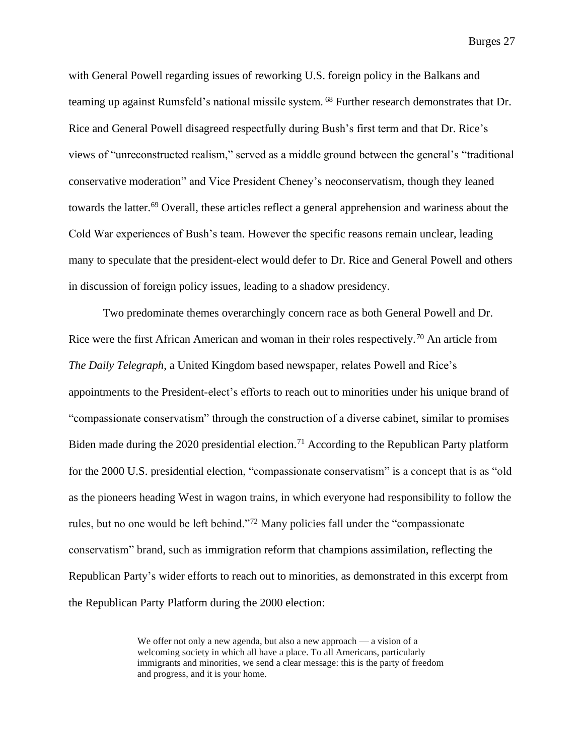with General Powell regarding issues of reworking U.S. foreign policy in the Balkans and teaming up against Rumsfeld's national missile system. [68] Further research demonstrates that Dr. Rice and General Powell disagreed respectfully during Bush's first term and that Dr. Rice's views of "unreconstructed realism," served as a middle ground between the general's "traditional conservative moderation" and Vice President Cheney's neoconservatism, though they leaned towards the latter.[69] Overall, these articles reflect a general apprehension and wariness about the Cold War experiences of Bush's team. However the specific reasons remain unclear, leading many to speculate that the president-elect would defer to Dr. Rice and General Powell and others in discussion of foreign policy issues, leading to a shadow presidency.

Two predominate themes overarchingly concern race as both General Powell and Dr. Rice were the first African American and woman in their roles respectively.[70] An article from *The Daily Telegraph*, a United Kingdom based newspaper, relates Powell and Rice's appointments to the President-elect's efforts to reach out to minorities under his unique brand of "compassionate conservatism" through the construction of a diverse cabinet, similar to promises Biden made during the 2020 presidential election.[71] According to the Republican Party platform for the 2000 U.S. presidential election, "compassionate conservatism" is a concept that is as "old as the pioneers heading West in wagon trains, in which everyone had responsibility to follow the rules, but no one would be left behind."[72] Many policies fall under the "compassionate conservatism" brand, such as immigration reform that champions assimilation, reflecting the Republican Party's wider efforts to reach out to minorities, as demonstrated in this excerpt from the Republican Party Platform during the 2000 election:

> We offer not only a new agenda, but also a new approach — a vision of a welcoming society in which all have a place. To all Americans, particularly immigrants and minorities, we send a clear message: this is the party of freedom and progress, and it is your home.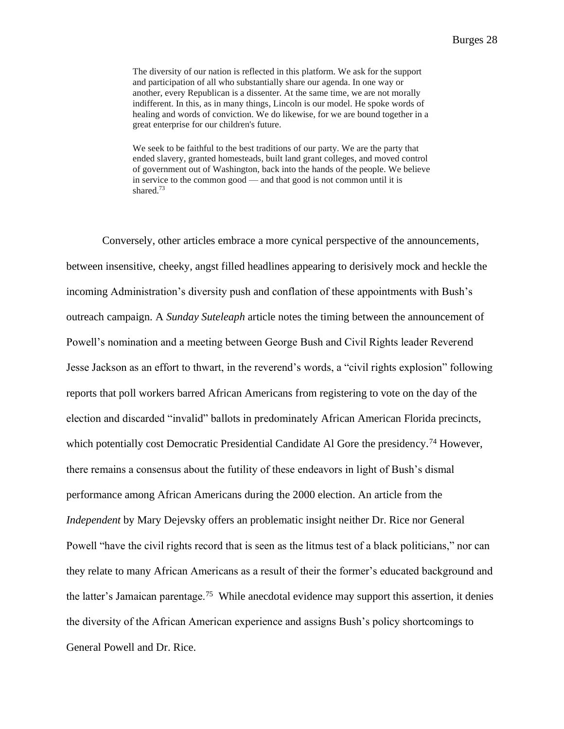> The diversity of our nation is reflected in this platform. We ask for the support and participation of all who substantially share our agenda. In one way or another, every Republican is a dissenter. At the same time, we are not morally indifferent. In this, as in many things, Lincoln is our model. He spoke words of healing and words of conviction. We do likewise, for we are bound together in a great enterprise for our children's future.
>
> We seek to be faithful to the best traditions of our party. We are the party that ended slavery, granted homesteads, built land grant colleges, and moved control of government out of Washington, back into the hands of the people. We believe in service to the common good — and that good is not common until it is shared.[73]

Conversely, other articles embrace a more cynical perspective of the announcements, between insensitive, cheeky, angst filled headlines appearing to derisively mock and heckle the incoming Administration's diversity push and conflation of these appointments with Bush's outreach campaign. A *Sunday Suteleaph* article notes the timing between the announcement of Powell's nomination and a meeting between George Bush and Civil Rights leader Reverend Jesse Jackson as an effort to thwart, in the reverend's words, a "civil rights explosion" following reports that poll workers barred African Americans from registering to vote on the day of the election and discarded "invalid" ballots in predominately African American Florida precincts, which potentially cost Democratic Presidential Candidate Al Gore the presidency.[74] However, there remains a consensus about the futility of these endeavors in light of Bush's dismal performance among African Americans during the 2000 election. An article from the *Independent* by Mary Dejevsky offers an problematic insight neither Dr. Rice nor General Powell "have the civil rights record that is seen as the litmus test of a black politicians," nor can they relate to many African Americans as a result of their the former's educated background and the latter's Jamaican parentage.[75] While anecdotal evidence may support this assertion, it denies the diversity of the African American experience and assigns Bush's policy shortcomings to General Powell and Dr. Rice.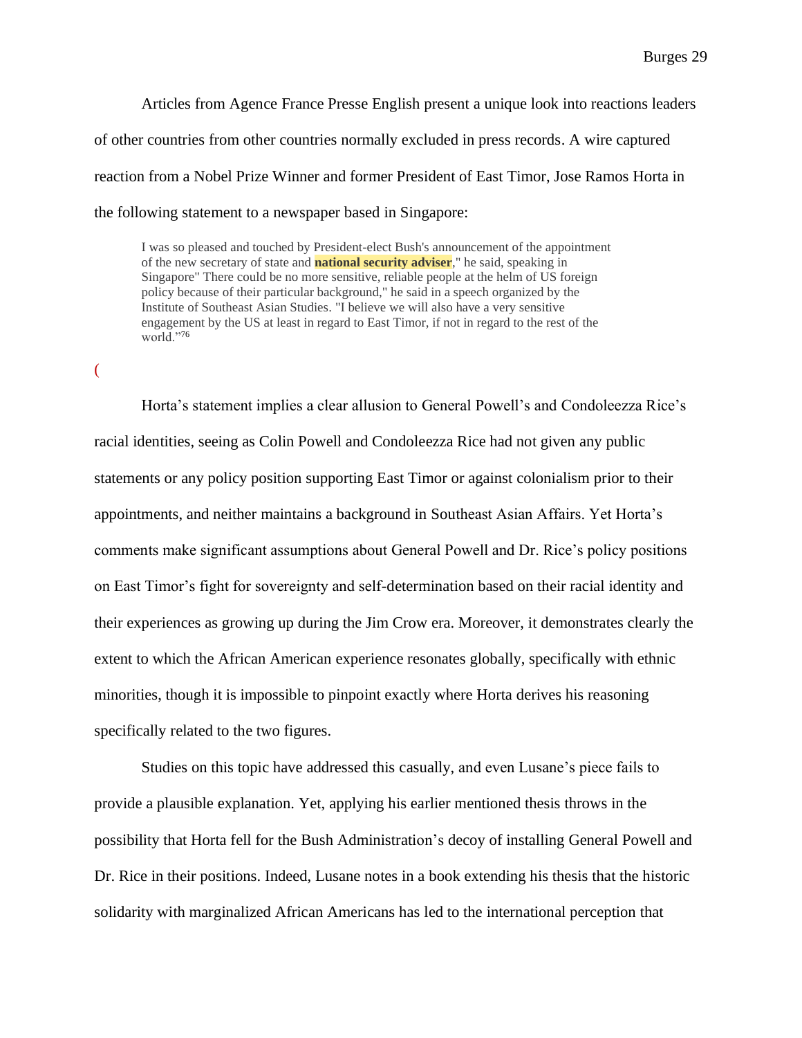Articles from Agence France Presse English present a unique look into reactions leaders of other countries from other countries normally excluded in press records. A wire captured reaction from a Nobel Prize Winner and former President of East Timor, Jose Ramos Horta in the following statement to a newspaper based in Singapore:

> I was so pleased and touched by President-elect Bush's announcement of the appointment of the new secretary of state and **national security adviser**," he said, speaking in Singapore" There could be no more sensitive, reliable people at the helm of US foreign policy because of their particular background," he said in a speech organized by the Institute of Southeast Asian Studies. "I believe we will also have a very sensitive engagement by the US at least in regard to East Timor, if not in regard to the rest of the world."[76]

(

Horta's statement implies a clear allusion to General Powell's and Condoleezza Rice's racial identities, seeing as Colin Powell and Condoleezza Rice had not given any public statements or any policy position supporting East Timor or against colonialism prior to their appointments, and neither maintains a background in Southeast Asian Affairs. Yet Horta's comments make significant assumptions about General Powell and Dr. Rice's policy positions on East Timor's fight for sovereignty and self-determination based on their racial identity and their experiences as growing up during the Jim Crow era. Moreover, it demonstrates clearly the extent to which the African American experience resonates globally, specifically with ethnic minorities, though it is impossible to pinpoint exactly where Horta derives his reasoning specifically related to the two figures.

Studies on this topic have addressed this casually, and even Lusane's piece fails to provide a plausible explanation. Yet, applying his earlier mentioned thesis throws in the possibility that Horta fell for the Bush Administration's decoy of installing General Powell and Dr. Rice in their positions. Indeed, Lusane notes in a book extending his thesis that the historic solidarity with marginalized African Americans has led to the international perception that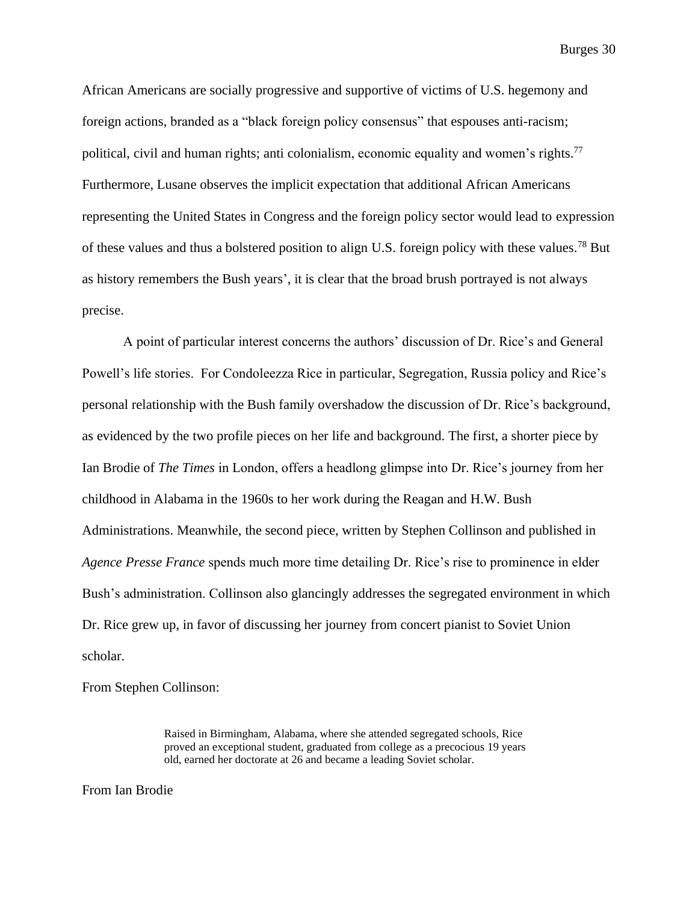African Americans are socially progressive and supportive of victims of U.S. hegemony and foreign actions, branded as a "black foreign policy consensus" that espouses anti-racism; political, civil and human rights; anti colonialism, economic equality and women's rights.[77] Furthermore, Lusane observes the implicit expectation that additional African Americans representing the United States in Congress and the foreign policy sector would lead to expression of these values and thus a bolstered position to align U.S. foreign policy with these values.[78] But as history remembers the Bush years', it is clear that the broad brush portrayed is not always precise.

A point of particular interest concerns the authors' discussion of Dr. Rice's and General Powell's life stories. For Condoleezza Rice in particular, Segregation, Russia policy and Rice's personal relationship with the Bush family overshadow the discussion of Dr. Rice's background, as evidenced by the two profile pieces on her life and background. The first, a shorter piece by Ian Brodie of *The Times* in London, offers a headlong glimpse into Dr. Rice's journey from her childhood in Alabama in the 1960s to her work during the Reagan and H.W. Bush Administrations. Meanwhile, the second piece, written by Stephen Collinson and published in *Agence Presse France* spends much more time detailing Dr. Rice's rise to prominence in elder Bush's administration. Collinson also glancingly addresses the segregated environment in which Dr. Rice grew up, in favor of discussing her journey from concert pianist to Soviet Union scholar.

From Stephen Collinson:

> Raised in Birmingham, Alabama, where she attended segregated schools, Rice proved an exceptional student, graduated from college as a precocious 19 years old, earned her doctorate at 26 and became a leading Soviet scholar.

From Ian Brodie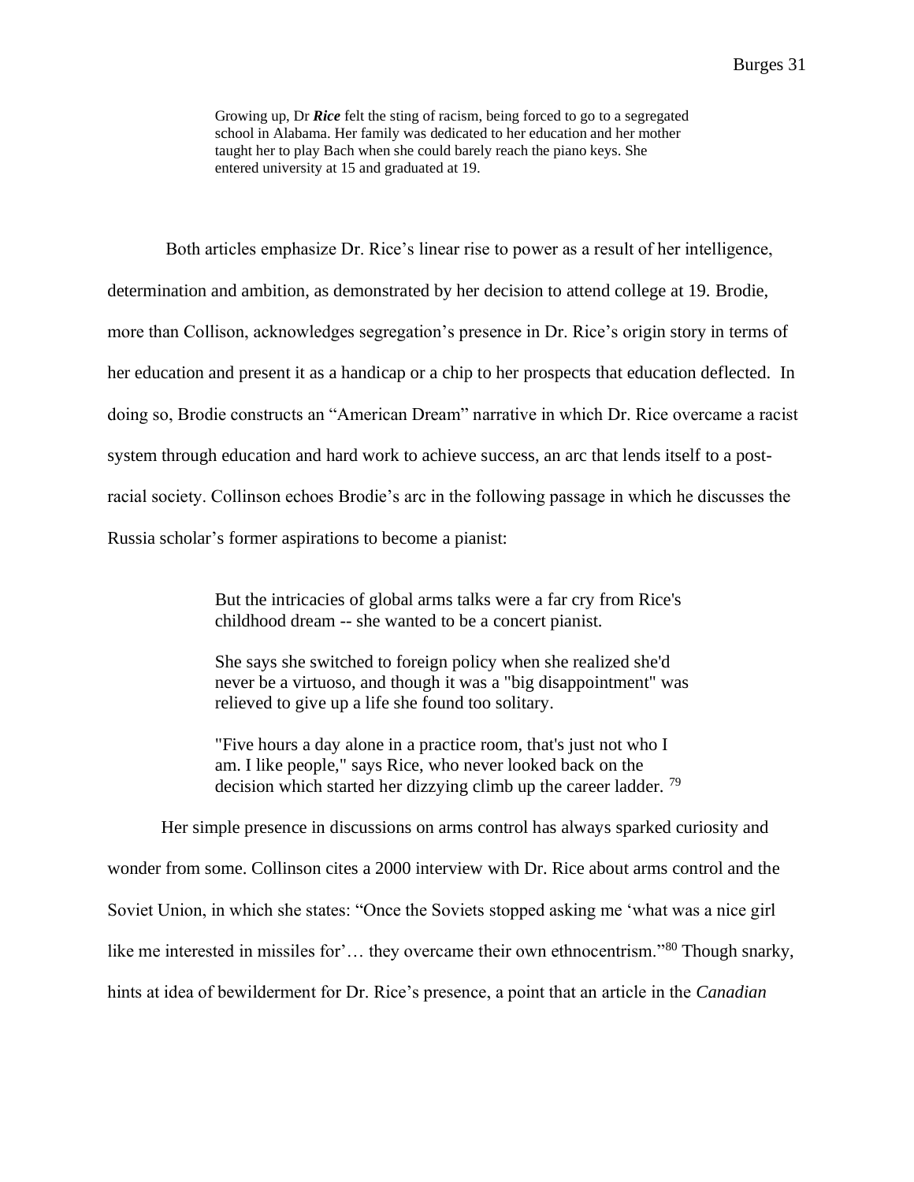> Growing up, Dr ***Rice*** felt the sting of racism, being forced to go to a segregated school in Alabama. Her family was dedicated to her education and her mother taught her to play Bach when she could barely reach the piano keys. She entered university at 15 and graduated at 19.

Both articles emphasize Dr. Rice's linear rise to power as a result of her intelligence, determination and ambition, as demonstrated by her decision to attend college at 19. Brodie, more than Collison, acknowledges segregation's presence in Dr. Rice's origin story in terms of her education and present it as a handicap or a chip to her prospects that education deflected. In doing so, Brodie constructs an "American Dream" narrative in which Dr. Rice overcame a racist system through education and hard work to achieve success, an arc that lends itself to a post-racial society. Collinson echoes Brodie's arc in the following passage in which he discusses the Russia scholar's former aspirations to become a pianist:

> But the intricacies of global arms talks were a far cry from Rice's childhood dream -- she wanted to be a concert pianist.
>
> She says she switched to foreign policy when she realized she'd never be a virtuoso, and though it was a "big disappointment" was relieved to give up a life she found too solitary.
>
> "Five hours a day alone in a practice room, that's just not who I am. I like people," says Rice, who never looked back on the decision which started her dizzying climb up the career ladder. [79]

Her simple presence in discussions on arms control has always sparked curiosity and wonder from some. Collinson cites a 2000 interview with Dr. Rice about arms control and the Soviet Union, in which she states: "Once the Soviets stopped asking me 'what was a nice girl like me interested in missiles for'… they overcame their own ethnocentrism."[80] Though snarky, hints at idea of bewilderment for Dr. Rice's presence, a point that an article in the *Canadian*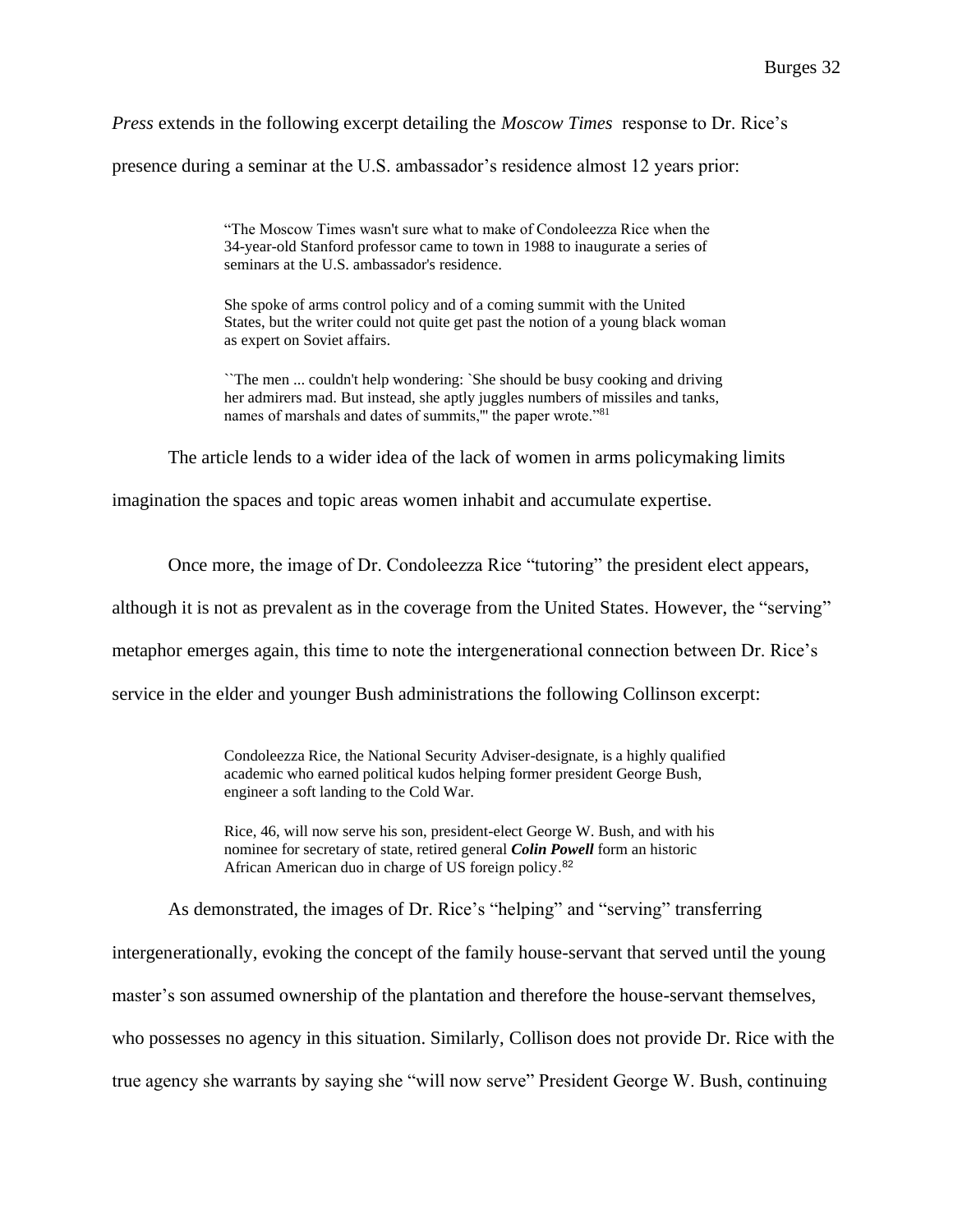*Press* extends in the following excerpt detailing the *Moscow Times* response to Dr. Rice's presence during a seminar at the U.S. ambassador's residence almost 12 years prior:

> "The Moscow Times wasn't sure what to make of Condoleezza Rice when the 34-year-old Stanford professor came to town in 1988 to inaugurate a series of seminars at the U.S. ambassador's residence.
>
> She spoke of arms control policy and of a coming summit with the United States, but the writer could not quite get past the notion of a young black woman as expert on Soviet affairs.
>
> ``The men ... couldn't help wondering: `She should be busy cooking and driving her admirers mad. But instead, she aptly juggles numbers of missiles and tanks, names of marshals and dates of summits,''' the paper wrote."[81]

The article lends to a wider idea of the lack of women in arms policymaking limits imagination the spaces and topic areas women inhabit and accumulate expertise.

Once more, the image of Dr. Condoleezza Rice "tutoring" the president elect appears, although it is not as prevalent as in the coverage from the United States. However, the "serving" metaphor emerges again, this time to note the intergenerational connection between Dr. Rice's service in the elder and younger Bush administrations the following Collinson excerpt:

> Condoleezza Rice, the National Security Adviser-designate, is a highly qualified academic who earned political kudos helping former president George Bush, engineer a soft landing to the Cold War.
>
> Rice, 46, will now serve his son, president-elect George W. Bush, and with his nominee for secretary of state, retired general ***Colin Powell*** form an historic African American duo in charge of US foreign policy.[82]

As demonstrated, the images of Dr. Rice's "helping" and "serving" transferring intergenerationally, evoking the concept of the family house-servant that served until the young master's son assumed ownership of the plantation and therefore the house-servant themselves, who possesses no agency in this situation. Similarly, Collison does not provide Dr. Rice with the true agency she warrants by saying she "will now serve" President George W. Bush, continuing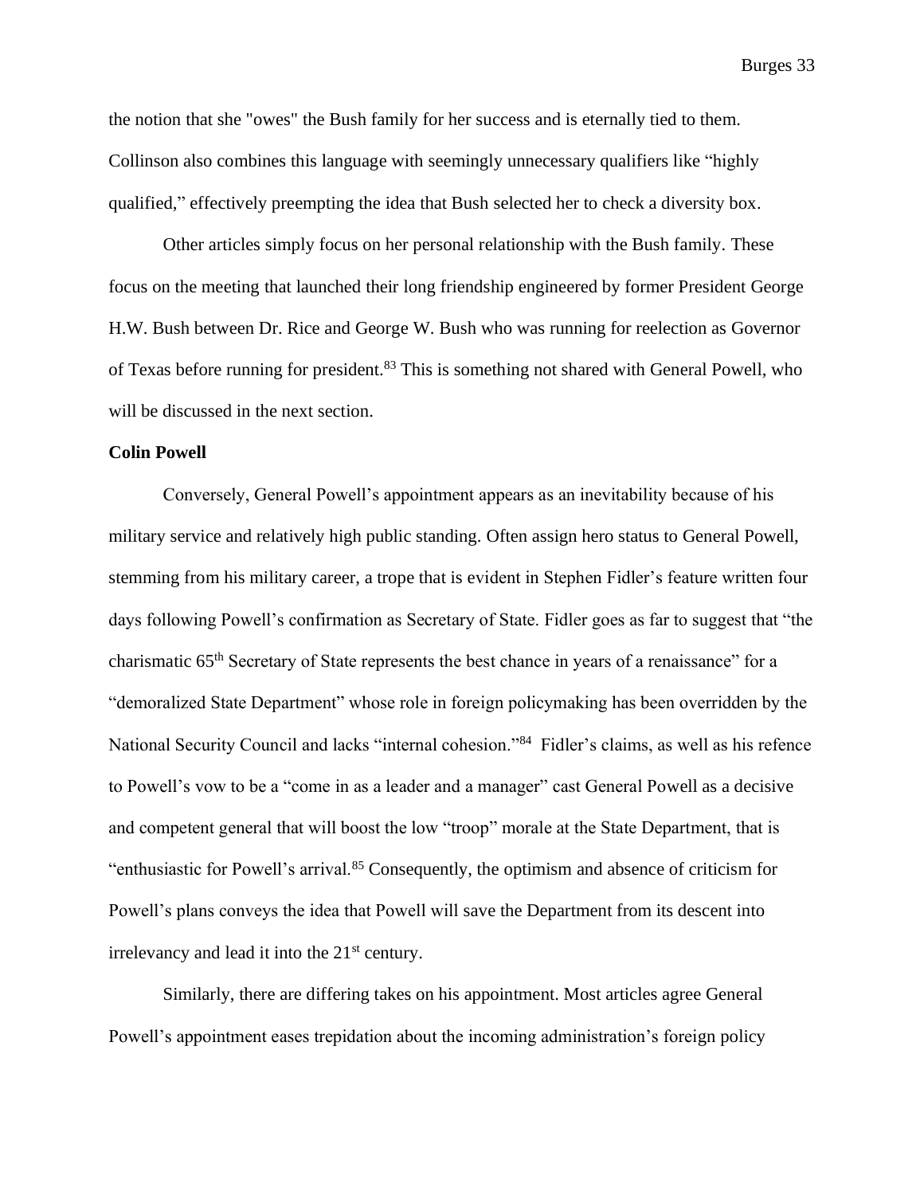the notion that she "owes" the Bush family for her success and is eternally tied to them. Collinson also combines this language with seemingly unnecessary qualifiers like "highly qualified," effectively preempting the idea that Bush selected her to check a diversity box.

Other articles simply focus on her personal relationship with the Bush family. These focus on the meeting that launched their long friendship engineered by former President George H.W. Bush between Dr. Rice and George W. Bush who was running for reelection as Governor of Texas before running for president.[83] This is something not shared with General Powell, who will be discussed in the next section.

**Colin Powell**

Conversely, General Powell's appointment appears as an inevitability because of his military service and relatively high public standing. Often assign hero status to General Powell, stemming from his military career, a trope that is evident in Stephen Fidler's feature written four days following Powell's confirmation as Secretary of State. Fidler goes as far to suggest that "the charismatic 65th Secretary of State represents the best chance in years of a renaissance" for a "demoralized State Department" whose role in foreign policymaking has been overridden by the National Security Council and lacks "internal cohesion."[84] Fidler's claims, as well as his refence to Powell's vow to be a "come in as a leader and a manager" cast General Powell as a decisive and competent general that will boost the low "troop" morale at the State Department, that is "enthusiastic for Powell's arrival.[85] Consequently, the optimism and absence of criticism for Powell's plans conveys the idea that Powell will save the Department from its descent into irrelevancy and lead it into the 21st century.

Similarly, there are differing takes on his appointment. Most articles agree General Powell's appointment eases trepidation about the incoming administration's foreign policy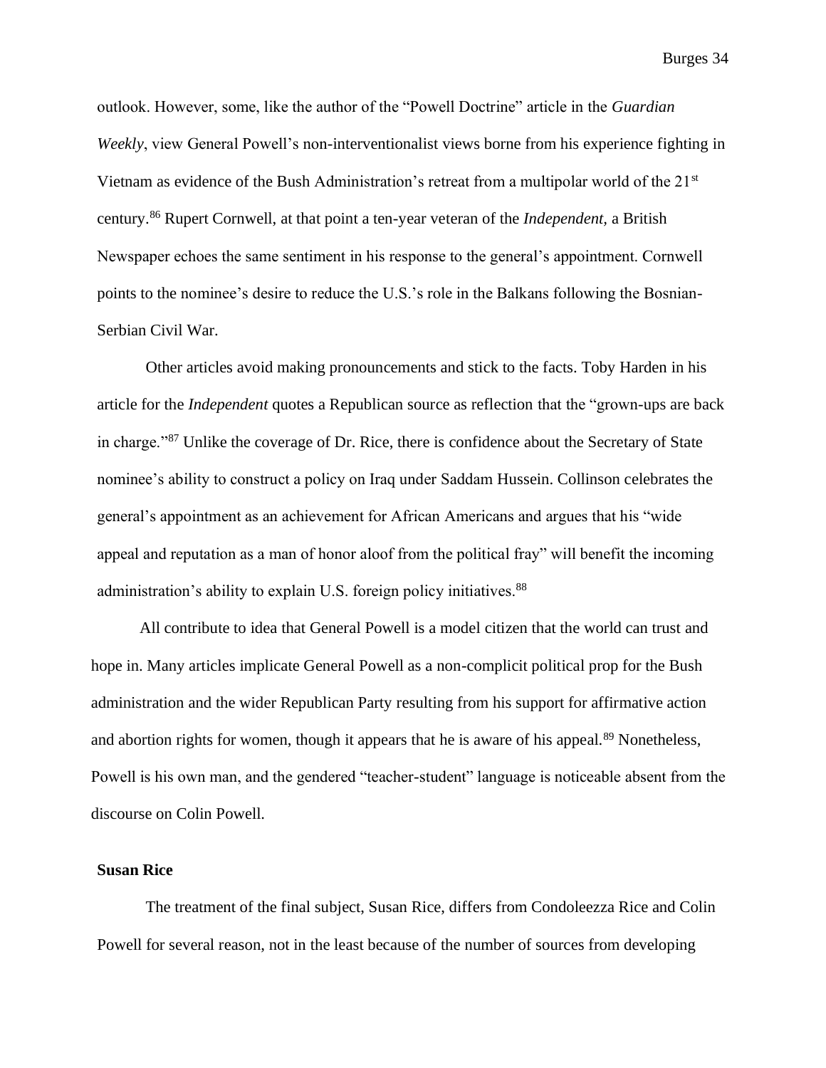outlook. However, some, like the author of the "Powell Doctrine" article in the *Guardian Weekly*, view General Powell's non-interventionalist views borne from his experience fighting in Vietnam as evidence of the Bush Administration's retreat from a multipolar world of the 21st century.[86] Rupert Cornwell, at that point a ten-year veteran of the *Independent,* a British Newspaper echoes the same sentiment in his response to the general's appointment. Cornwell points to the nominee's desire to reduce the U.S.'s role in the Balkans following the Bosnian-Serbian Civil War.

Other articles avoid making pronouncements and stick to the facts. Toby Harden in his article for the *Independent* quotes a Republican source as reflection that the "grown-ups are back in charge."[87] Unlike the coverage of Dr. Rice, there is confidence about the Secretary of State nominee's ability to construct a policy on Iraq under Saddam Hussein. Collinson celebrates the general's appointment as an achievement for African Americans and argues that his "wide appeal and reputation as a man of honor aloof from the political fray" will benefit the incoming administration's ability to explain U.S. foreign policy initiatives.[88]

All contribute to idea that General Powell is a model citizen that the world can trust and hope in. Many articles implicate General Powell as a non-complicit political prop for the Bush administration and the wider Republican Party resulting from his support for affirmative action and abortion rights for women, though it appears that he is aware of his appeal.[89] Nonetheless, Powell is his own man, and the gendered "teacher-student" language is noticeable absent from the discourse on Colin Powell.

**Susan Rice**

The treatment of the final subject, Susan Rice, differs from Condoleezza Rice and Colin Powell for several reason, not in the least because of the number of sources from developing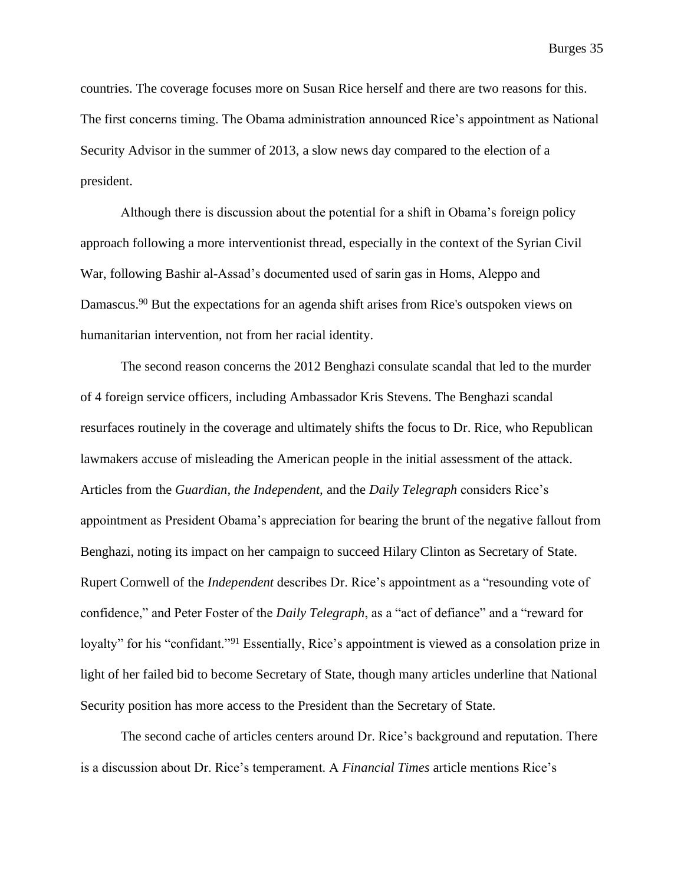countries. The coverage focuses more on Susan Rice herself and there are two reasons for this. The first concerns timing. The Obama administration announced Rice's appointment as National Security Advisor in the summer of 2013, a slow news day compared to the election of a president.

Although there is discussion about the potential for a shift in Obama's foreign policy approach following a more interventionist thread, especially in the context of the Syrian Civil War, following Bashir al-Assad's documented used of sarin gas in Homs, Aleppo and Damascus.[90] But the expectations for an agenda shift arises from Rice's outspoken views on humanitarian intervention, not from her racial identity.

The second reason concerns the 2012 Benghazi consulate scandal that led to the murder of 4 foreign service officers, including Ambassador Kris Stevens. The Benghazi scandal resurfaces routinely in the coverage and ultimately shifts the focus to Dr. Rice, who Republican lawmakers accuse of misleading the American people in the initial assessment of the attack. Articles from the *Guardian, the Independent,* and the *Daily Telegraph* considers Rice's appointment as President Obama's appreciation for bearing the brunt of the negative fallout from Benghazi, noting its impact on her campaign to succeed Hilary Clinton as Secretary of State. Rupert Cornwell of the *Independent* describes Dr. Rice's appointment as a "resounding vote of confidence," and Peter Foster of the *Daily Telegraph*, as a "act of defiance" and a "reward for loyalty" for his "confidant."[91] Essentially, Rice's appointment is viewed as a consolation prize in light of her failed bid to become Secretary of State, though many articles underline that National Security position has more access to the President than the Secretary of State.

The second cache of articles centers around Dr. Rice's background and reputation. There is a discussion about Dr. Rice's temperament. A *Financial Times* article mentions Rice's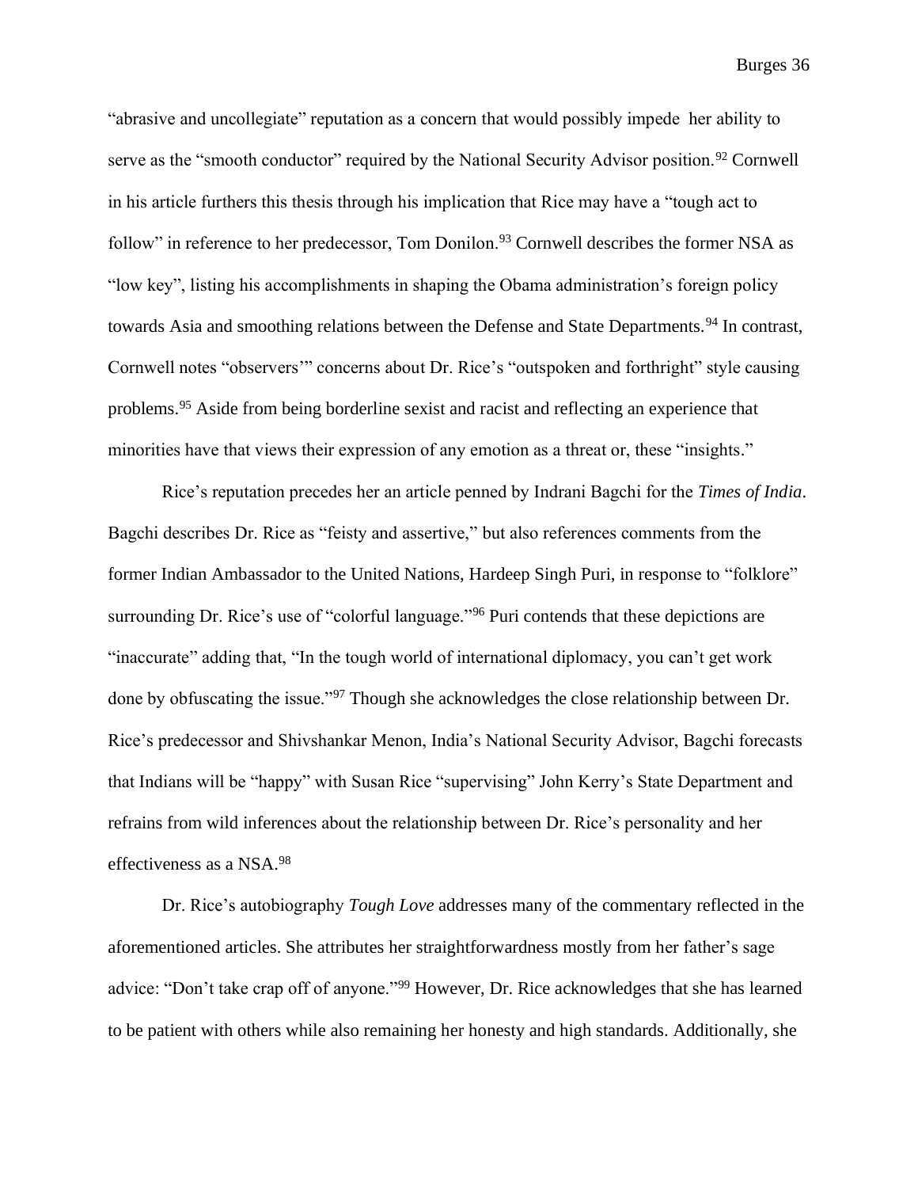"abrasive and uncollegiate" reputation as a concern that would possibly impede her ability to serve as the "smooth conductor" required by the National Security Advisor position.[92] Cornwell in his article furthers this thesis through his implication that Rice may have a "tough act to follow" in reference to her predecessor, Tom Donilon.[93] Cornwell describes the former NSA as "low key", listing his accomplishments in shaping the Obama administration's foreign policy towards Asia and smoothing relations between the Defense and State Departments.[94] In contrast, Cornwell notes "observers'" concerns about Dr. Rice's "outspoken and forthright" style causing problems.[95] Aside from being borderline sexist and racist and reflecting an experience that minorities have that views their expression of any emotion as a threat or, these "insights."

Rice's reputation precedes her an article penned by Indrani Bagchi for the *Times of India*. Bagchi describes Dr. Rice as "feisty and assertive," but also references comments from the former Indian Ambassador to the United Nations, Hardeep Singh Puri, in response to "folklore" surrounding Dr. Rice's use of "colorful language."[96] Puri contends that these depictions are "inaccurate" adding that, "In the tough world of international diplomacy, you can't get work done by obfuscating the issue."[97] Though she acknowledges the close relationship between Dr. Rice's predecessor and Shivshankar Menon, India's National Security Advisor, Bagchi forecasts that Indians will be "happy" with Susan Rice "supervising" John Kerry's State Department and refrains from wild inferences about the relationship between Dr. Rice's personality and her effectiveness as a NSA.[98]

Dr. Rice's autobiography *Tough Love* addresses many of the commentary reflected in the aforementioned articles. She attributes her straightforwardness mostly from her father's sage advice: "Don't take crap off of anyone."[99] However, Dr. Rice acknowledges that she has learned to be patient with others while also remaining her honesty and high standards. Additionally, she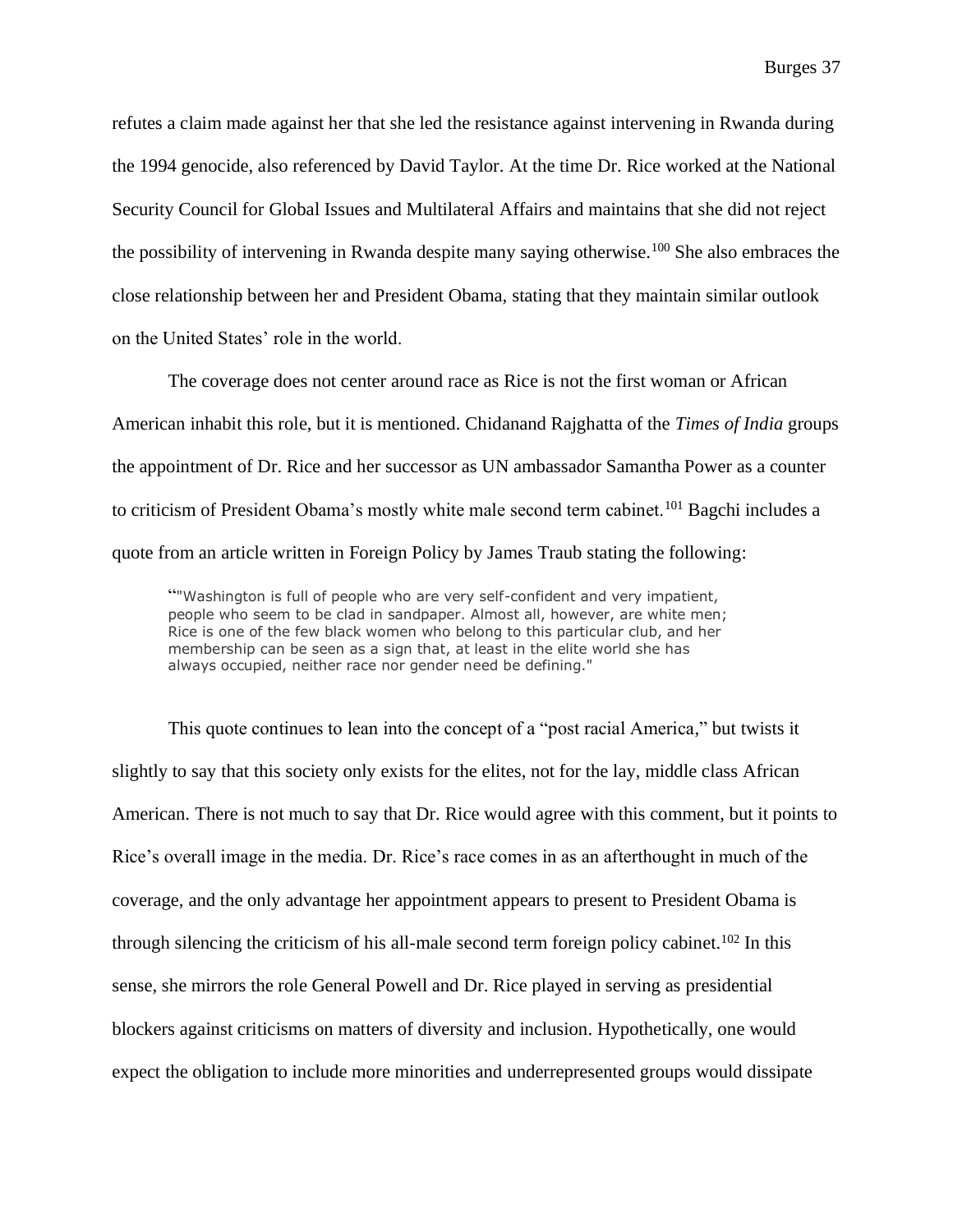refutes a claim made against her that she led the resistance against intervening in Rwanda during the 1994 genocide, also referenced by David Taylor. At the time Dr. Rice worked at the National Security Council for Global Issues and Multilateral Affairs and maintains that she did not reject the possibility of intervening in Rwanda despite many saying otherwise.[100] She also embraces the close relationship between her and President Obama, stating that they maintain similar outlook on the United States' role in the world.

The coverage does not center around race as Rice is not the first woman or African American inhabit this role, but it is mentioned. Chidanand Rajghatta of the *Times of India* groups the appointment of Dr. Rice and her successor as UN ambassador Samantha Power as a counter to criticism of President Obama's mostly white male second term cabinet.[101] Bagchi includes a quote from an article written in Foreign Policy by James Traub stating the following:

> ""Washington is full of people who are very self-confident and very impatient, people who seem to be clad in sandpaper. Almost all, however, are white men; Rice is one of the few black women who belong to this particular club, and her membership can be seen as a sign that, at least in the elite world she has always occupied, neither race nor gender need be defining."

This quote continues to lean into the concept of a "post racial America," but twists it slightly to say that this society only exists for the elites, not for the lay, middle class African American. There is not much to say that Dr. Rice would agree with this comment, but it points to Rice's overall image in the media. Dr. Rice's race comes in as an afterthought in much of the coverage, and the only advantage her appointment appears to present to President Obama is through silencing the criticism of his all-male second term foreign policy cabinet.[102] In this sense, she mirrors the role General Powell and Dr. Rice played in serving as presidential blockers against criticisms on matters of diversity and inclusion. Hypothetically, one would expect the obligation to include more minorities and underrepresented groups would dissipate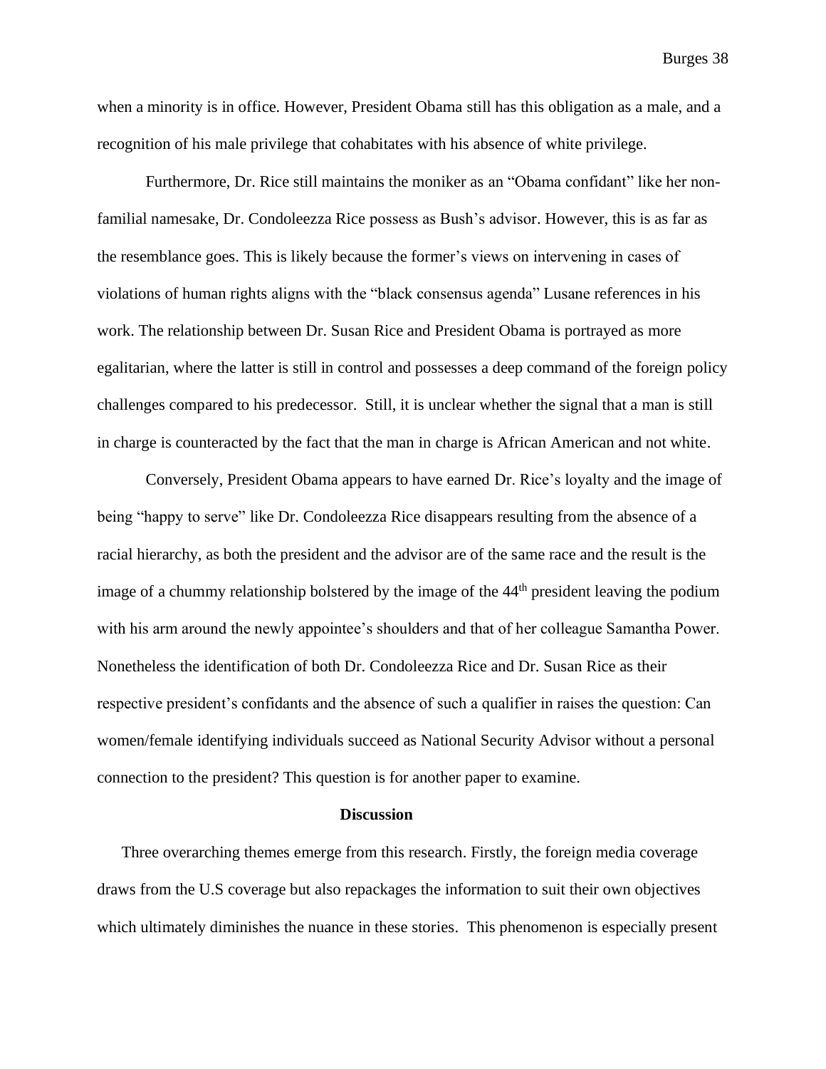when a minority is in office. However, President Obama still has this obligation as a male, and a recognition of his male privilege that cohabitates with his absence of white privilege.

Furthermore, Dr. Rice still maintains the moniker as an "Obama confidant" like her non-familial namesake, Dr. Condoleezza Rice possess as Bush's advisor. However, this is as far as the resemblance goes. This is likely because the former's views on intervening in cases of violations of human rights aligns with the "black consensus agenda" Lusane references in his work. The relationship between Dr. Susan Rice and President Obama is portrayed as more egalitarian, where the latter is still in control and possesses a deep command of the foreign policy challenges compared to his predecessor. Still, it is unclear whether the signal that a man is still in charge is counteracted by the fact that the man in charge is African American and not white.

Conversely, President Obama appears to have earned Dr. Rice's loyalty and the image of being "happy to serve" like Dr. Condoleezza Rice disappears resulting from the absence of a racial hierarchy, as both the president and the advisor are of the same race and the result is the image of a chummy relationship bolstered by the image of the 44th president leaving the podium with his arm around the newly appointee's shoulders and that of her colleague Samantha Power. Nonetheless the identification of both Dr. Condoleezza Rice and Dr. Susan Rice as their respective president's confidants and the absence of such a qualifier in raises the question: Can women/female identifying individuals succeed as National Security Advisor without a personal connection to the president? This question is for another paper to examine.

## Discussion

Three overarching themes emerge from this research. Firstly, the foreign media coverage draws from the U.S coverage but also repackages the information to suit their own objectives which ultimately diminishes the nuance in these stories. This phenomenon is especially present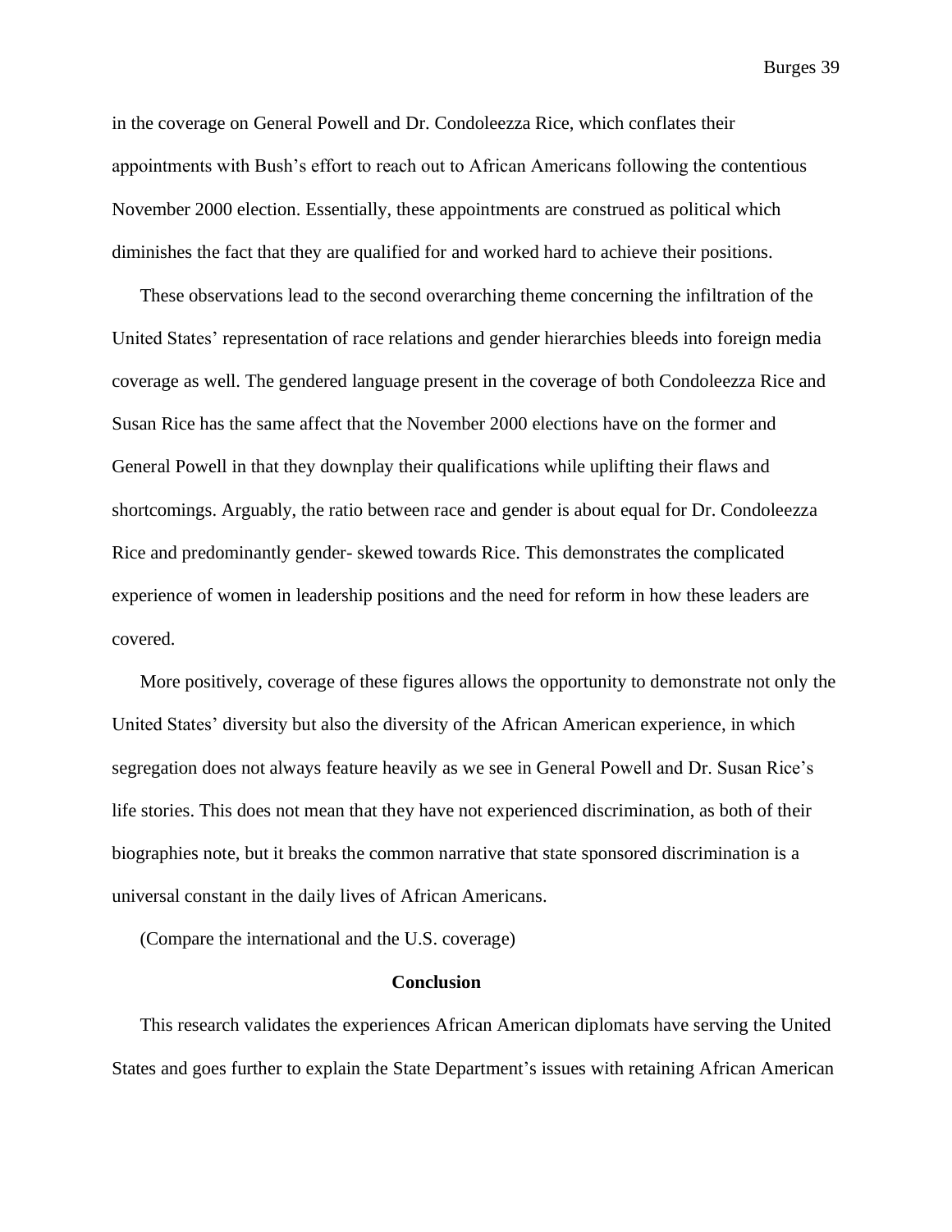in the coverage on General Powell and Dr. Condoleezza Rice, which conflates their appointments with Bush's effort to reach out to African Americans following the contentious November 2000 election. Essentially, these appointments are construed as political which diminishes the fact that they are qualified for and worked hard to achieve their positions.

These observations lead to the second overarching theme concerning the infiltration of the United States' representation of race relations and gender hierarchies bleeds into foreign media coverage as well. The gendered language present in the coverage of both Condoleezza Rice and Susan Rice has the same affect that the November 2000 elections have on the former and General Powell in that they downplay their qualifications while uplifting their flaws and shortcomings. Arguably, the ratio between race and gender is about equal for Dr. Condoleezza Rice and predominantly gender- skewed towards Rice. This demonstrates the complicated experience of women in leadership positions and the need for reform in how these leaders are covered.

More positively, coverage of these figures allows the opportunity to demonstrate not only the United States' diversity but also the diversity of the African American experience, in which segregation does not always feature heavily as we see in General Powell and Dr. Susan Rice's life stories. This does not mean that they have not experienced discrimination, as both of their biographies note, but it breaks the common narrative that state sponsored discrimination is a universal constant in the daily lives of African Americans.

(Compare the international and the U.S. coverage)

## Conclusion

This research validates the experiences African American diplomats have serving the United States and goes further to explain the State Department's issues with retaining African American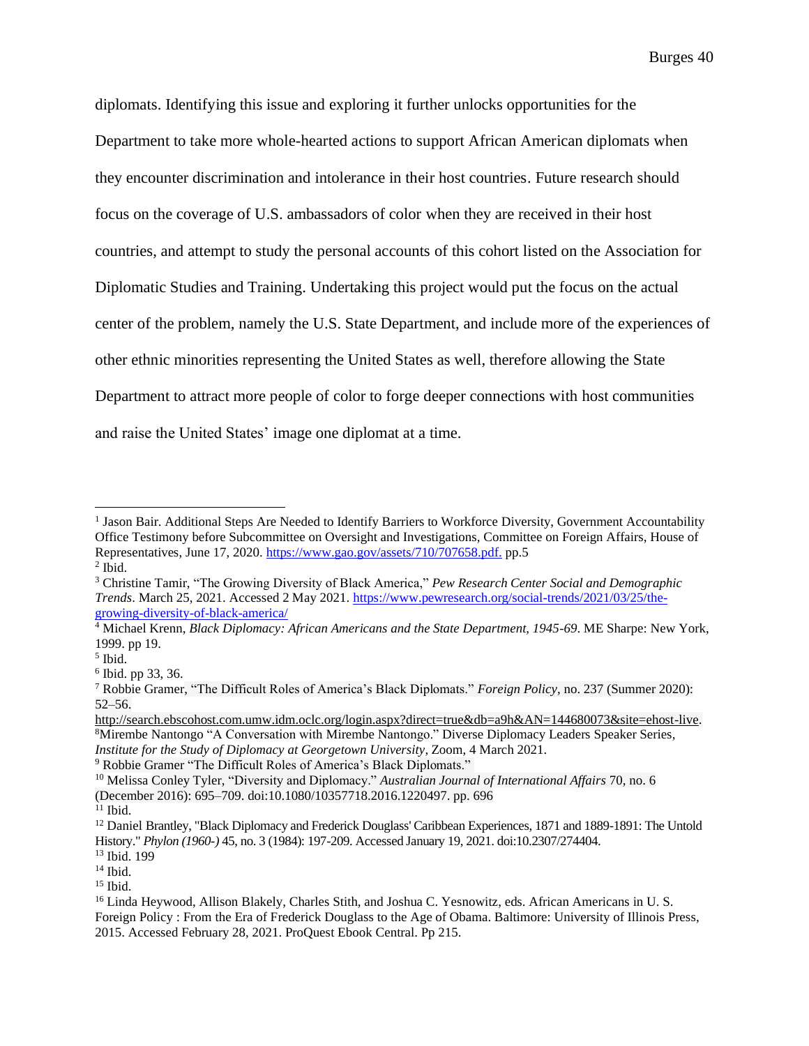diplomats. Identifying this issue and exploring it further unlocks opportunities for the Department to take more whole-hearted actions to support African American diplomats when they encounter discrimination and intolerance in their host countries. Future research should focus on the coverage of U.S. ambassadors of color when they are received in their host countries, and attempt to study the personal accounts of this cohort listed on the Association for Diplomatic Studies and Training. Undertaking this project would put the focus on the actual center of the problem, namely the U.S. State Department, and include more of the experiences of other ethnic minorities representing the United States as well, therefore allowing the State Department to attract more people of color to forge deeper connections with host communities and raise the United States' image one diplomat at a time.

---

[1] Jason Bair. Additional Steps Are Needed to Identify Barriers to Workforce Diversity, Government Accountability Office Testimony before Subcommittee on Oversight and Investigations, Committee on Foreign Affairs, House of Representatives, June 17, 2020. https://www.gao.gov/assets/710/707658.pdf. pp.5

[2] Ibid.

[3] Christine Tamir, "The Growing Diversity of Black America," *Pew Research Center Social and Demographic Trends*. March 25, 2021. Accessed 2 May 2021. https://www.pewresearch.org/social-trends/2021/03/25/the-growing-diversity-of-black-america/

[4] Michael Krenn, *Black Diplomacy: African Americans and the State Department, 1945-69*. ME Sharpe: New York, 1999. pp 19.

[5] Ibid.

[6] Ibid. pp 33, 36.

[7] Robbie Gramer, "The Difficult Roles of America's Black Diplomats." *Foreign Policy*, no. 237 (Summer 2020): 52–56. http://search.ebscohost.com.umw.idm.oclc.org/login.aspx?direct=true&db=a9h&AN=144680073&site=ehost-live.

[8] Mirembe Nantongo "A Conversation with Mirembe Nantongo." Diverse Diplomacy Leaders Speaker Series, *Institute for the Study of Diplomacy at Georgetown University*, Zoom, 4 March 2021.

[9] Robbie Gramer "The Difficult Roles of America's Black Diplomats."

[10] Melissa Conley Tyler, "Diversity and Diplomacy." *Australian Journal of International Affairs* 70, no. 6 (December 2016): 695–709. doi:10.1080/10357718.2016.1220497. pp. 696

[11] Ibid.

[12] Daniel Brantley, "Black Diplomacy and Frederick Douglass' Caribbean Experiences, 1871 and 1889-1891: The Untold History." *Phylon (1960-)* 45, no. 3 (1984): 197-209. Accessed January 19, 2021. doi:10.2307/274404.

[13] Ibid. 199

[14] Ibid.

[15] Ibid.

[16] Linda Heywood, Allison Blakely, Charles Stith, and Joshua C. Yesnowitz, eds. African Americans in U. S. Foreign Policy : From the Era of Frederick Douglass to the Age of Obama. Baltimore: University of Illinois Press, 2015. Accessed February 28, 2021. ProQuest Ebook Central. Pp 215.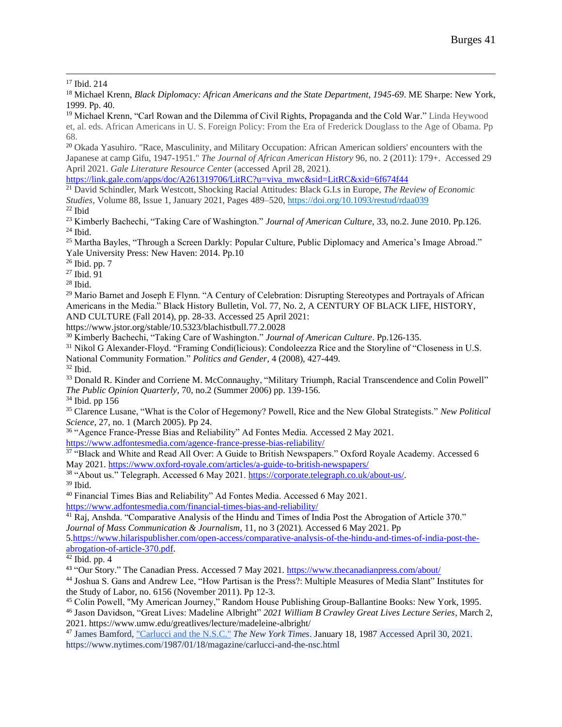[17] Ibid. 214

[18] Michael Krenn, *Black Diplomacy: African Americans and the State Department, 1945-69*. ME Sharpe: New York, 1999. Pp. 40.

[19] Michael Krenn, "Carl Rowan and the Dilemma of Civil Rights, Propaganda and the Cold War." Linda Heywood et, al. eds. African Americans in U. S. Foreign Policy: From the Era of Frederick Douglass to the Age of Obama. Pp 68.

[20] Okada Yasuhiro. "Race, Masculinity, and Military Occupation: African American soldiers' encounters with the Japanese at camp Gifu, 1947-1951." *The Journal of African American History* 96, no. 2 (2011): 179+. Accessed 29 April 2021. *Gale Literature Resource Center* (accessed April 28, 2021). https://link.gale.com/apps/doc/A261319706/LitRC?u=viva_mwc&sid=LitRC&xid=6f674f44

[21] David Schindler, Mark Westcott, Shocking Racial Attitudes: Black G.I.s in Europe, *The Review of Economic Studies*, Volume 88, Issue 1, January 2021, Pages 489–520, https://doi.org/10.1093/restud/rdaa039

[22] Ibid

[23] Kimberly Bachechi, "Taking Care of Washington." *Journal of American Culture,* 33, no.2. June 2010. Pp.126.

[24] Ibid.

[25] Martha Bayles, "Through a Screen Darkly: Popular Culture, Public Diplomacy and America's Image Abroad." Yale University Press: New Haven: 2014. Pp.10

[26] Ibid. pp. 7

[27] Ibid. 91

[28] Ibid.

[29] Mario Barnet and Joseph E Flynn. "A Century of Celebration: Disrupting Stereotypes and Portrayals of African Americans in the Media." Black History Bulletin, Vol. 77, No. 2, A CENTURY OF BLACK LIFE, HISTORY, AND CULTURE (Fall 2014), pp. 28-33. Accessed 25 April 2021: https://www.jstor.org/stable/10.5323/blachistbull.77.2.0028

[30] Kimberly Bachechi, "Taking Care of Washington." *Journal of American Culture*. Pp.126-135.

[31] Nikol G Alexander-Floyd. "Framing Condi(licious): Condoleezza Rice and the Storyline of "Closeness in U.S. National Community Formation." *Politics and Gender*, 4 (2008), 427-449.

[32] Ibid.

[33] Donald R. Kinder and Corriene M. McConnaughy, "Military Triumph, Racial Transcendence and Colin Powell" *The Public Opinion Quarterly*, 70, no.2 (Summer 2006) pp. 139-156.

[34] Ibid. pp 156

[35] Clarence Lusane, "What is the Color of Hegemony? Powell, Rice and the New Global Strategists." *New Political Science*, 27, no. 1 (March 2005). Pp 24.

[36] "Agence France-Presse Bias and Reliability" Ad Fontes Media. Accessed 2 May 2021. https://www.adfontesmedia.com/agence-france-presse-bias-reliability/

[37] "Black and White and Read All Over: A Guide to British Newspapers." Oxford Royale Academy. Accessed 6 May 2021. https://www.oxford-royale.com/articles/a-guide-to-british-newspapers/

[38] "About us." Telegraph. Accessed 6 May 2021. https://corporate.telegraph.co.uk/about-us/.

[39] Ibid.

[40] Financial Times Bias and Reliability" Ad Fontes Media. Accessed 6 May 2021. https://www.adfontesmedia.com/financial-times-bias-and-reliability/

[41] Raj, Anshda. "Comparative Analysis of the Hindu and Times of India Post the Abrogation of Article 370." *Journal of Mass Communication & Journalism*, 11, no 3 (2021). Accessed 6 May 2021. Pp 5.https://www.hilarispublisher.com/open-access/comparative-analysis-of-the-hindu-and-times-of-india-post-the-abrogation-of-article-370.pdf.

[42] Ibid. pp. 4

[43] "Our Story." The Canadian Press. Accessed 7 May 2021. https://www.thecanadianpress.com/about/

[44] Joshua S. Gans and Andrew Lee, "How Partisan is the Press?: Multiple Measures of Media Slant" Institutes for the Study of Labor, no. 6156 (November 2011). Pp 12-3.

[45] Colin Powell, "My American Journey," Random House Publishing Group-Ballantine Books: New York, 1995.

[46] Jason Davidson, "Great Lives: Madeline Albright" *2021 William B Crawley Great Lives Lecture Series*, March 2, 2021. https://www.umw.edu/greatlives/lecture/madeleine-albright/

[47] James Bamford, "Carlucci and the N.S.C." *The New York Times*. January 18, 1987 Accessed April 30, 2021. https://www.nytimes.com/1987/01/18/magazine/carlucci-and-the-nsc.html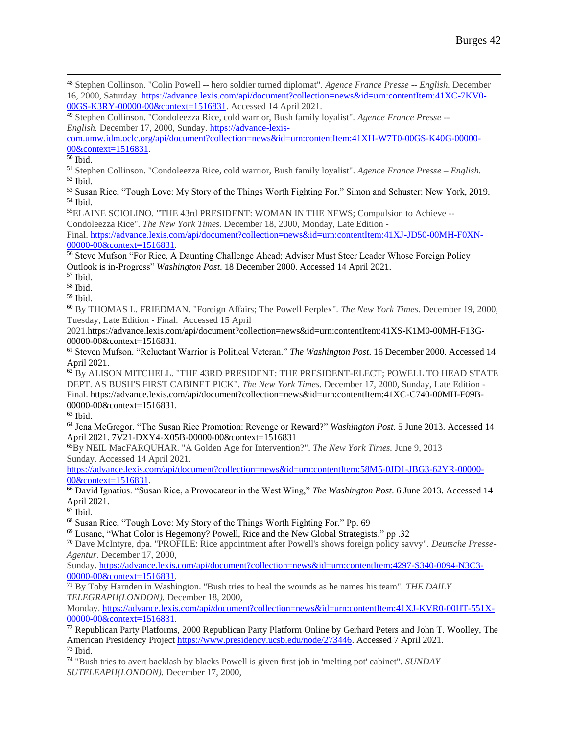[48] Stephen Collinson. "Colin Powell -- hero soldier turned diplomat". *Agence France Presse -- English.* December 16, 2000, Saturday. https://advance.lexis.com/api/document?collection=news&id=urn:contentItem:41XC-7KV0-00GS-K3RY-00000-00&context=1516831. Accessed 14 April 2021.

[49] Stephen Collinson. "Condoleezza Rice, cold warrior, Bush family loyalist". *Agence France Presse -- English.* December 17, 2000, Sunday. https://advance-lexis-com.umw.idm.oclc.org/api/document?collection=news&id=urn:contentItem:41XH-W7T0-00GS-K40G-00000-00&context=1516831.

[50] Ibid.

[51] Stephen Collinson. "Condoleezza Rice, cold warrior, Bush family loyalist". *Agence France Presse – English.*

[52] Ibid.

[53] Susan Rice, "Tough Love: My Story of the Things Worth Fighting For." Simon and Schuster: New York, 2019.

[54] Ibid.

[55] ELAINE SCIOLINO. "THE 43rd PRESIDENT: WOMAN IN THE NEWS; Compulsion to Achieve -- Condoleezza Rice". *The New York Times.* December 18, 2000, Monday, Late Edition - Final. https://advance.lexis.com/api/document?collection=news&id=urn:contentItem:41XJ-JD50-00MH-F0XN-00000-00&context=1516831.

[56] Steve Mufson "For Rice, A Daunting Challenge Ahead; Adviser Must Steer Leader Whose Foreign Policy Outlook is in-Progress" *Washington Post*. 18 December 2000. Accessed 14 April 2021.

[57] Ibid.

[58] Ibid.

[59] Ibid.

[60] By THOMAS L. FRIEDMAN. "Foreign Affairs; The Powell Perplex". *The New York Times.* December 19, 2000, Tuesday, Late Edition - Final. Accessed 15 April 2021.https://advance.lexis.com/api/document?collection=news&id=urn:contentItem:41XS-K1M0-00MH-F13G-00000-00&context=1516831.

[61] Steven Mufson. "Reluctant Warrior is Political Veteran." *The Washington Post*. 16 December 2000. Accessed 14 April 2021.

[62] By ALISON MITCHELL. "THE 43RD PRESIDENT: THE PRESIDENT-ELECT; POWELL TO HEAD STATE DEPT. AS BUSH'S FIRST CABINET PICK". *The New York Times.* December 17, 2000, Sunday, Late Edition - Final. https://advance.lexis.com/api/document?collection=news&id=urn:contentItem:41XC-C740-00MH-F09B-00000-00&context=1516831.

[63] Ibid.

[64] Jena McGregor. "The Susan Rice Promotion: Revenge or Reward?" *Washington Post*. 5 June 2013. Accessed 14 April 2021. 7V21-DXY4-X05B-00000-00&context=1516831

[65] By NEIL MacFARQUHAR. "A Golden Age for Intervention?". *The New York Times.* June 9, 2013 Sunday. Accessed 14 April 2021. https://advance.lexis.com/api/document?collection=news&id=urn:contentItem:58M5-0JD1-JBG3-62YR-00000-00&context=1516831.

[66] David Ignatius. "Susan Rice, a Provocateur in the West Wing," *The Washington Post*. 6 June 2013. Accessed 14 April 2021.

[67] Ibid.

[68] Susan Rice, "Tough Love: My Story of the Things Worth Fighting For." Pp. 69

[69] Lusane, "What Color is Hegemony? Powell, Rice and the New Global Strategists." pp .32

[70] Dave McIntyre, dpa. "PROFILE: Rice appointment after Powell's shows foreign policy savvy". *Deutsche Presse-Agentur.* December 17, 2000, Sunday. https://advance.lexis.com/api/document?collection=news&id=urn:contentItem:4297-S340-0094-N3C3-00000-00&context=1516831.

[71] By Toby Harnden in Washington. "Bush tries to heal the wounds as he names his team". *THE DAILY TELEGRAPH(LONDON).* December 18, 2000, Monday. https://advance.lexis.com/api/document?collection=news&id=urn:contentItem:41XJ-KVR0-00HT-551X-00000-00&context=1516831.

[72] Republican Party Platforms, 2000 Republican Party Platform Online by Gerhard Peters and John T. Woolley, The American Presidency Project https://www.presidency.ucsb.edu/node/273446. Accessed 7 April 2021.

[73] Ibid.

[74] "Bush tries to avert backlash by blacks Powell is given first job in 'melting pot' cabinet". *SUNDAY SUTELEAPH(LONDON).* December 17, 2000,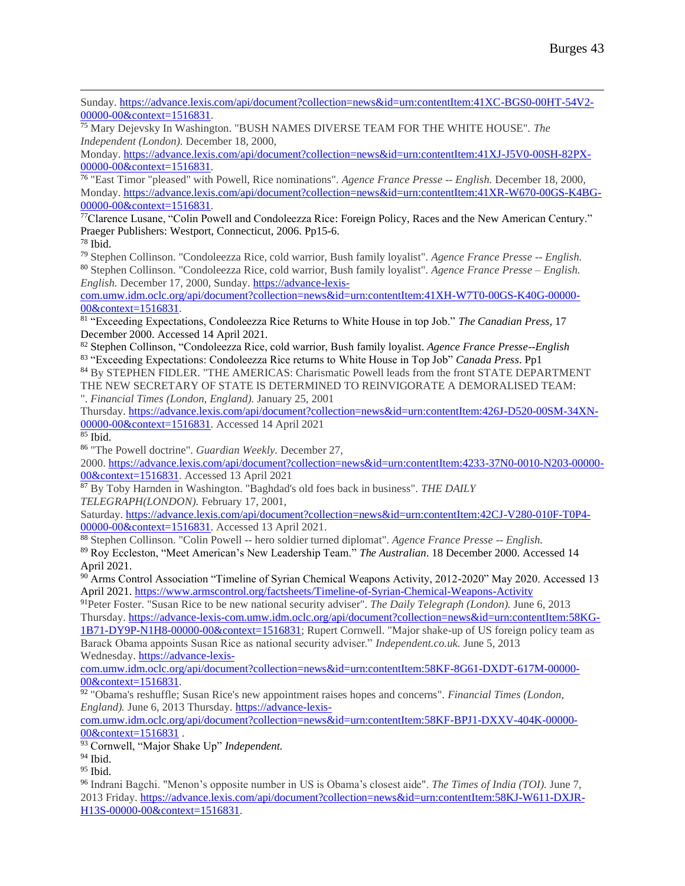Sunday. https://advance.lexis.com/api/document?collection=news&id=urn:contentItem:41XC-BGS0-00HT-54V2-00000-00&context=1516831.

[75] Mary Dejevsky In Washington. "BUSH NAMES DIVERSE TEAM FOR THE WHITE HOUSE". *The Independent (London).* December 18, 2000, Monday. https://advance.lexis.com/api/document?collection=news&id=urn:contentItem:41XJ-J5V0-00SH-82PX-00000-00&context=1516831.

[76] "East Timor "pleased" with Powell, Rice nominations". *Agence France Presse -- English.* December 18, 2000, Monday. https://advance.lexis.com/api/document?collection=news&id=urn:contentItem:41XR-W670-00GS-K4BG-00000-00&context=1516831.

[77] Clarence Lusane, "Colin Powell and Condoleezza Rice: Foreign Policy, Races and the New American Century." Praeger Publishers: Westport, Connecticut, 2006. Pp15-6.

[78] Ibid.

[79] Stephen Collinson. "Condoleezza Rice, cold warrior, Bush family loyalist". *Agence France Presse -- English.*

[80] Stephen Collinson. "Condoleezza Rice, cold warrior, Bush family loyalist". *Agence France Presse – English. English.* December 17, 2000, Sunday. https://advance-lexis-com.umw.idm.oclc.org/api/document?collection=news&id=urn:contentItem:41XH-W7T0-00GS-K40G-00000-00&context=1516831.

[81] "Exceeding Expectations, Condoleezza Rice Returns to White House in top Job." *The Canadian Press,* 17 December 2000. Accessed 14 April 2021.

[82] Stephen Collinson, "Condoleezza Rice, cold warrior, Bush family loyalist. *Agence France Presse--English*

[83] "Exceeding Expectations: Condoleezza Rice returns to White House in Top Job" *Canada Press*. Pp1

[84] By STEPHEN FIDLER. "THE AMERICAS: Charismatic Powell leads from the front STATE DEPARTMENT THE NEW SECRETARY OF STATE IS DETERMINED TO REINVIGORATE A DEMORALISED TEAM: ". *Financial Times (London, England).* January 25, 2001 Thursday. https://advance.lexis.com/api/document?collection=news&id=urn:contentItem:426J-D520-00SM-34XN-00000-00&context=1516831. Accessed 14 April 2021

[85] Ibid.

[86] "The Powell doctrine". *Guardian Weekly.* December 27, 2000. https://advance.lexis.com/api/document?collection=news&id=urn:contentItem:4233-37N0-0010-N203-00000-00&context=1516831. Accessed 13 April 2021

[87] By Toby Harnden in Washington. "Baghdad's old foes back in business". *THE DAILY TELEGRAPH(LONDON).* February 17, 2001, Saturday. https://advance.lexis.com/api/document?collection=news&id=urn:contentItem:42CJ-V280-010F-T0P4-00000-00&context=1516831. Accessed 13 April 2021.

[88] Stephen Collinson. "Colin Powell -- hero soldier turned diplomat". *Agence France Presse -- English.*

[89] Roy Eccleston, "Meet American's New Leadership Team." *The Australian*. 18 December 2000. Accessed 14 April 2021.

[90] Arms Control Association "Timeline of Syrian Chemical Weapons Activity, 2012-2020" May 2020. Accessed 13 April 2021. https://www.armscontrol.org/factsheets/Timeline-of-Syrian-Chemical-Weapons-Activity

[91] Peter Foster. "Susan Rice to be new national security adviser". *The Daily Telegraph (London).* June 6, 2013 Thursday. https://advance-lexis-com.umw.idm.oclc.org/api/document?collection=news&id=urn:contentItem:58KG-1B71-DY9P-N1H8-00000-00&context=1516831; Rupert Cornwell. "Major shake-up of US foreign policy team as Barack Obama appoints Susan Rice as national security adviser." *Independent.co.uk.* June 5, 2013 Wednesday. https://advance-lexis-com.umw.idm.oclc.org/api/document?collection=news&id=urn:contentItem:58KF-8G61-DXDT-617M-00000-00&context=1516831.

[92] "Obama's reshuffle; Susan Rice's new appointment raises hopes and concerns". *Financial Times (London, England).* June 6, 2013 Thursday. https://advance-lexis-com.umw.idm.oclc.org/api/document?collection=news&id=urn:contentItem:58KF-BPJ1-DXXV-404K-00000-00&context=1516831 .

[93] Cornwell, "Major Shake Up" *Independent.*

[94] Ibid.

[95] Ibid.

[96] Indrani Bagchi. "Menon's opposite number in US is Obama's closest aide". *The Times of India (TOI).* June 7, 2013 Friday. https://advance.lexis.com/api/document?collection=news&id=urn:contentItem:58KJ-W611-DXJR-H13S-00000-00&context=1516831.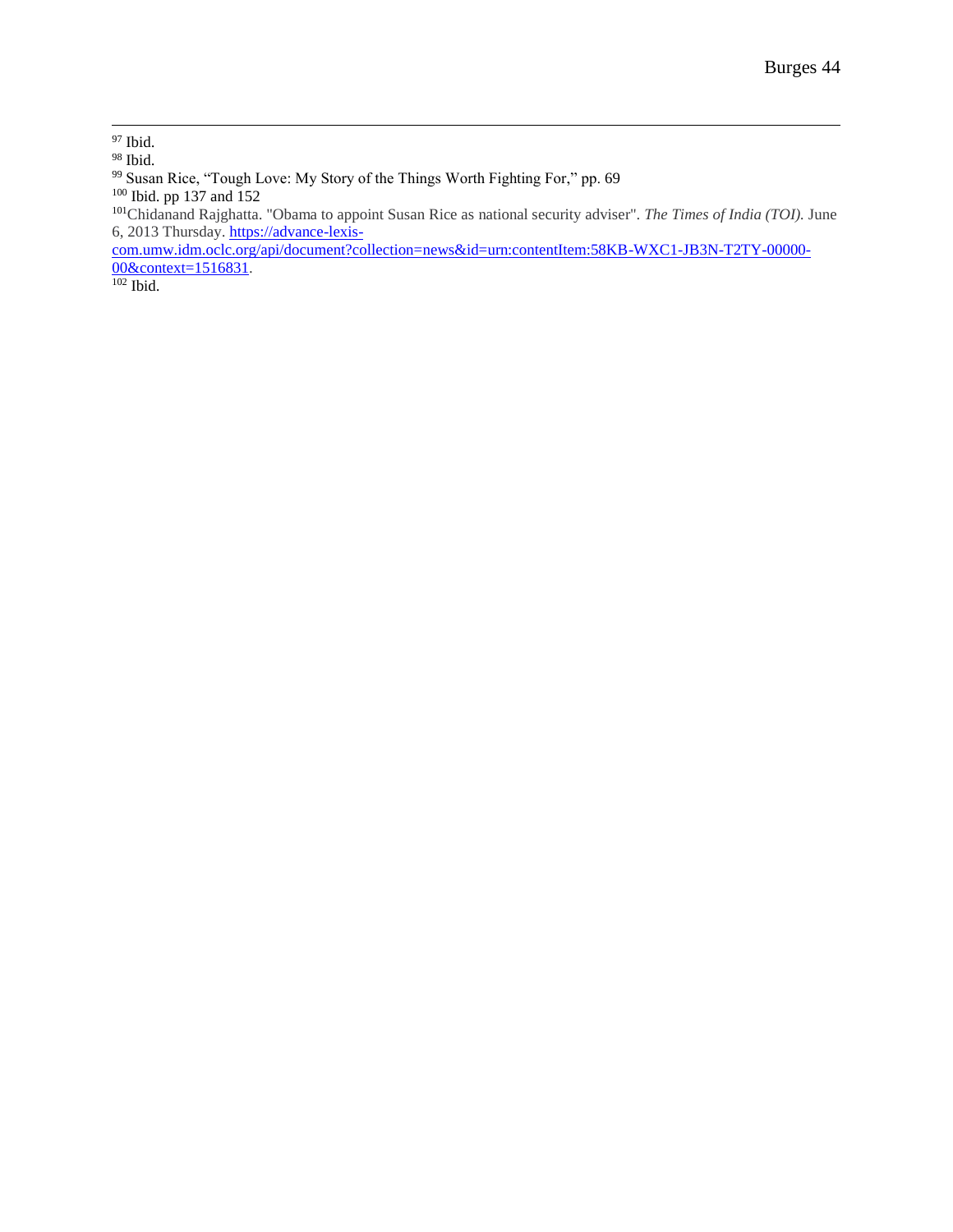[97] Ibid.

[98] Ibid.

[99] Susan Rice, "Tough Love: My Story of the Things Worth Fighting For," pp. 69

[100] Ibid. pp 137 and 152

[101] Chidanand Rajghatta. "Obama to appoint Susan Rice as national security adviser". *The Times of India (TOI).* June 6, 2013 Thursday. [https://advance-lexis-com.umw.idm.oclc.org/api/document?collection=news&id=urn:contentItem:58KB-WXC1-JB3N-T2TY-00000-00&context=1516831](https://advance-lexis-com.umw.idm.oclc.org/api/document?collection=news&id=urn:contentItem:58KB-WXC1-JB3N-T2TY-00000-00&context=1516831).

[102] Ibid.